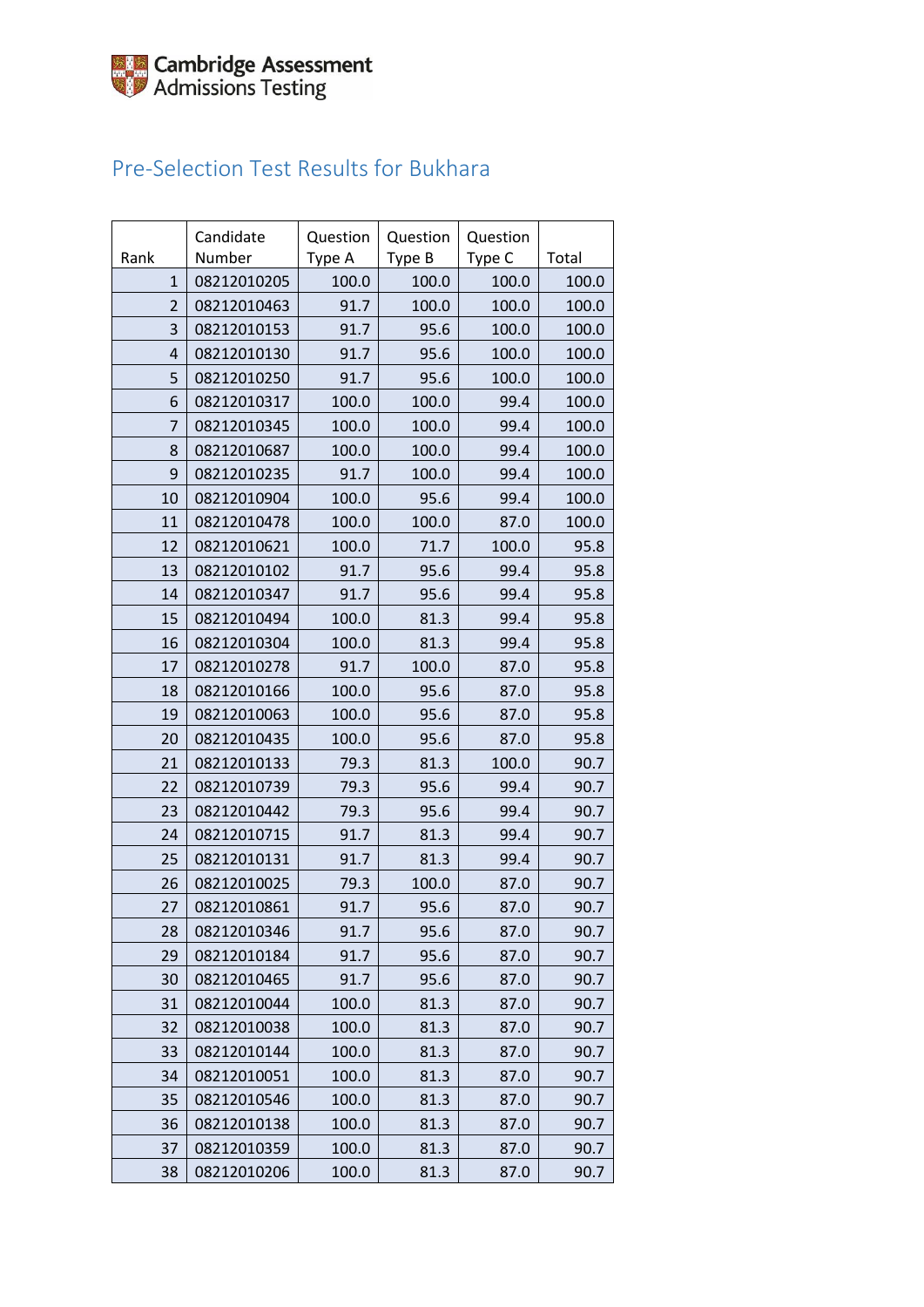Cambridge Assessment
Admissions Testing

# Pre-Selection Test Results for Bukhara

| Rank | Candidate Number | Question Type A | Question Type B | Question Type C | Total |
|---|---|---|---|---|---|
| 1 | 08212010205 | 100.0 | 100.0 | 100.0 | 100.0 |
| 2 | 08212010463 | 91.7 | 100.0 | 100.0 | 100.0 |
| 3 | 08212010153 | 91.7 | 95.6 | 100.0 | 100.0 |
| 4 | 08212010130 | 91.7 | 95.6 | 100.0 | 100.0 |
| 5 | 08212010250 | 91.7 | 95.6 | 100.0 | 100.0 |
| 6 | 08212010317 | 100.0 | 100.0 | 99.4 | 100.0 |
| 7 | 08212010345 | 100.0 | 100.0 | 99.4 | 100.0 |
| 8 | 08212010687 | 100.0 | 100.0 | 99.4 | 100.0 |
| 9 | 08212010235 | 91.7 | 100.0 | 99.4 | 100.0 |
| 10 | 08212010904 | 100.0 | 95.6 | 99.4 | 100.0 |
| 11 | 08212010478 | 100.0 | 100.0 | 87.0 | 100.0 |
| 12 | 08212010621 | 100.0 | 71.7 | 100.0 | 95.8 |
| 13 | 08212010102 | 91.7 | 95.6 | 99.4 | 95.8 |
| 14 | 08212010347 | 91.7 | 95.6 | 99.4 | 95.8 |
| 15 | 08212010494 | 100.0 | 81.3 | 99.4 | 95.8 |
| 16 | 08212010304 | 100.0 | 81.3 | 99.4 | 95.8 |
| 17 | 08212010278 | 91.7 | 100.0 | 87.0 | 95.8 |
| 18 | 08212010166 | 100.0 | 95.6 | 87.0 | 95.8 |
| 19 | 08212010063 | 100.0 | 95.6 | 87.0 | 95.8 |
| 20 | 08212010435 | 100.0 | 95.6 | 87.0 | 95.8 |
| 21 | 08212010133 | 79.3 | 81.3 | 100.0 | 90.7 |
| 22 | 08212010739 | 79.3 | 95.6 | 99.4 | 90.7 |
| 23 | 08212010442 | 79.3 | 95.6 | 99.4 | 90.7 |
| 24 | 08212010715 | 91.7 | 81.3 | 99.4 | 90.7 |
| 25 | 08212010131 | 91.7 | 81.3 | 99.4 | 90.7 |
| 26 | 08212010025 | 79.3 | 100.0 | 87.0 | 90.7 |
| 27 | 08212010861 | 91.7 | 95.6 | 87.0 | 90.7 |
| 28 | 08212010346 | 91.7 | 95.6 | 87.0 | 90.7 |
| 29 | 08212010184 | 91.7 | 95.6 | 87.0 | 90.7 |
| 30 | 08212010465 | 91.7 | 95.6 | 87.0 | 90.7 |
| 31 | 08212010044 | 100.0 | 81.3 | 87.0 | 90.7 |
| 32 | 08212010038 | 100.0 | 81.3 | 87.0 | 90.7 |
| 33 | 08212010144 | 100.0 | 81.3 | 87.0 | 90.7 |
| 34 | 08212010051 | 100.0 | 81.3 | 87.0 | 90.7 |
| 35 | 08212010546 | 100.0 | 81.3 | 87.0 | 90.7 |
| 36 | 08212010138 | 100.0 | 81.3 | 87.0 | 90.7 |
| 37 | 08212010359 | 100.0 | 81.3 | 87.0 | 90.7 |
| 38 | 08212010206 | 100.0 | 81.3 | 87.0 | 90.7 |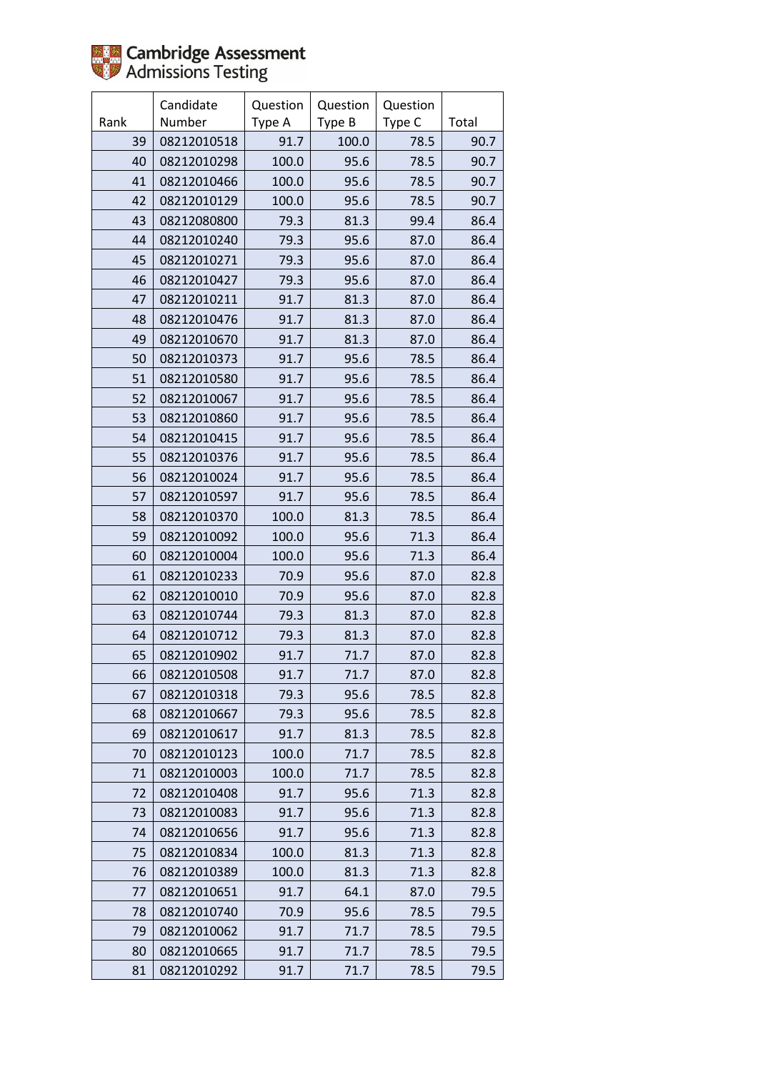| Rank | Candidate Number | Question Type A | Question Type B | Question Type C | Total |
|---|---|---|---|---|---|
| 39 | 08212010518 | 91.7 | 100.0 | 78.5 | 90.7 |
| 40 | 08212010298 | 100.0 | 95.6 | 78.5 | 90.7 |
| 41 | 08212010466 | 100.0 | 95.6 | 78.5 | 90.7 |
| 42 | 08212010129 | 100.0 | 95.6 | 78.5 | 90.7 |
| 43 | 08212080800 | 79.3 | 81.3 | 99.4 | 86.4 |
| 44 | 08212010240 | 79.3 | 95.6 | 87.0 | 86.4 |
| 45 | 08212010271 | 79.3 | 95.6 | 87.0 | 86.4 |
| 46 | 08212010427 | 79.3 | 95.6 | 87.0 | 86.4 |
| 47 | 08212010211 | 91.7 | 81.3 | 87.0 | 86.4 |
| 48 | 08212010476 | 91.7 | 81.3 | 87.0 | 86.4 |
| 49 | 08212010670 | 91.7 | 81.3 | 87.0 | 86.4 |
| 50 | 08212010373 | 91.7 | 95.6 | 78.5 | 86.4 |
| 51 | 08212010580 | 91.7 | 95.6 | 78.5 | 86.4 |
| 52 | 08212010067 | 91.7 | 95.6 | 78.5 | 86.4 |
| 53 | 08212010860 | 91.7 | 95.6 | 78.5 | 86.4 |
| 54 | 08212010415 | 91.7 | 95.6 | 78.5 | 86.4 |
| 55 | 08212010376 | 91.7 | 95.6 | 78.5 | 86.4 |
| 56 | 08212010024 | 91.7 | 95.6 | 78.5 | 86.4 |
| 57 | 08212010597 | 91.7 | 95.6 | 78.5 | 86.4 |
| 58 | 08212010370 | 100.0 | 81.3 | 78.5 | 86.4 |
| 59 | 08212010092 | 100.0 | 95.6 | 71.3 | 86.4 |
| 60 | 08212010004 | 100.0 | 95.6 | 71.3 | 86.4 |
| 61 | 08212010233 | 70.9 | 95.6 | 87.0 | 82.8 |
| 62 | 08212010010 | 70.9 | 95.6 | 87.0 | 82.8 |
| 63 | 08212010744 | 79.3 | 81.3 | 87.0 | 82.8 |
| 64 | 08212010712 | 79.3 | 81.3 | 87.0 | 82.8 |
| 65 | 08212010902 | 91.7 | 71.7 | 87.0 | 82.8 |
| 66 | 08212010508 | 91.7 | 71.7 | 87.0 | 82.8 |
| 67 | 08212010318 | 79.3 | 95.6 | 78.5 | 82.8 |
| 68 | 08212010667 | 79.3 | 95.6 | 78.5 | 82.8 |
| 69 | 08212010617 | 91.7 | 81.3 | 78.5 | 82.8 |
| 70 | 08212010123 | 100.0 | 71.7 | 78.5 | 82.8 |
| 71 | 08212010003 | 100.0 | 71.7 | 78.5 | 82.8 |
| 72 | 08212010408 | 91.7 | 95.6 | 71.3 | 82.8 |
| 73 | 08212010083 | 91.7 | 95.6 | 71.3 | 82.8 |
| 74 | 08212010656 | 91.7 | 95.6 | 71.3 | 82.8 |
| 75 | 08212010834 | 100.0 | 81.3 | 71.3 | 82.8 |
| 76 | 08212010389 | 100.0 | 81.3 | 71.3 | 82.8 |
| 77 | 08212010651 | 91.7 | 64.1 | 87.0 | 79.5 |
| 78 | 08212010740 | 70.9 | 95.6 | 78.5 | 79.5 |
| 79 | 08212010062 | 91.7 | 71.7 | 78.5 | 79.5 |
| 80 | 08212010665 | 91.7 | 71.7 | 78.5 | 79.5 |
| 81 | 08212010292 | 91.7 | 71.7 | 78.5 | 79.5 |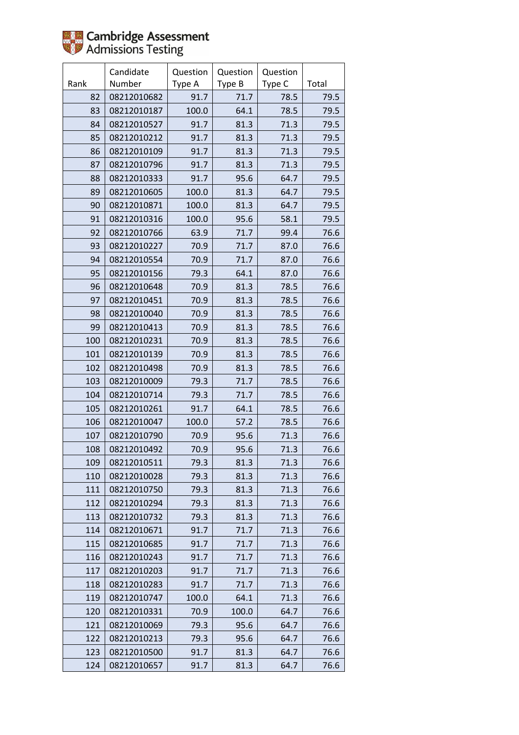| Rank | Candidate Number | Question Type A | Question Type B | Question Type C | Total |
|---|---|---|---|---|---|
| 82 | 08212010682 | 91.7 | 71.7 | 78.5 | 79.5 |
| 83 | 08212010187 | 100.0 | 64.1 | 78.5 | 79.5 |
| 84 | 08212010527 | 91.7 | 81.3 | 71.3 | 79.5 |
| 85 | 08212010212 | 91.7 | 81.3 | 71.3 | 79.5 |
| 86 | 08212010109 | 91.7 | 81.3 | 71.3 | 79.5 |
| 87 | 08212010796 | 91.7 | 81.3 | 71.3 | 79.5 |
| 88 | 08212010333 | 91.7 | 95.6 | 64.7 | 79.5 |
| 89 | 08212010605 | 100.0 | 81.3 | 64.7 | 79.5 |
| 90 | 08212010871 | 100.0 | 81.3 | 64.7 | 79.5 |
| 91 | 08212010316 | 100.0 | 95.6 | 58.1 | 79.5 |
| 92 | 08212010766 | 63.9 | 71.7 | 99.4 | 76.6 |
| 93 | 08212010227 | 70.9 | 71.7 | 87.0 | 76.6 |
| 94 | 08212010554 | 70.9 | 71.7 | 87.0 | 76.6 |
| 95 | 08212010156 | 79.3 | 64.1 | 87.0 | 76.6 |
| 96 | 08212010648 | 70.9 | 81.3 | 78.5 | 76.6 |
| 97 | 08212010451 | 70.9 | 81.3 | 78.5 | 76.6 |
| 98 | 08212010040 | 70.9 | 81.3 | 78.5 | 76.6 |
| 99 | 08212010413 | 70.9 | 81.3 | 78.5 | 76.6 |
| 100 | 08212010231 | 70.9 | 81.3 | 78.5 | 76.6 |
| 101 | 08212010139 | 70.9 | 81.3 | 78.5 | 76.6 |
| 102 | 08212010498 | 70.9 | 81.3 | 78.5 | 76.6 |
| 103 | 08212010009 | 79.3 | 71.7 | 78.5 | 76.6 |
| 104 | 08212010714 | 79.3 | 71.7 | 78.5 | 76.6 |
| 105 | 08212010261 | 91.7 | 64.1 | 78.5 | 76.6 |
| 106 | 08212010047 | 100.0 | 57.2 | 78.5 | 76.6 |
| 107 | 08212010790 | 70.9 | 95.6 | 71.3 | 76.6 |
| 108 | 08212010492 | 70.9 | 95.6 | 71.3 | 76.6 |
| 109 | 08212010511 | 79.3 | 81.3 | 71.3 | 76.6 |
| 110 | 08212010028 | 79.3 | 81.3 | 71.3 | 76.6 |
| 111 | 08212010750 | 79.3 | 81.3 | 71.3 | 76.6 |
| 112 | 08212010294 | 79.3 | 81.3 | 71.3 | 76.6 |
| 113 | 08212010732 | 79.3 | 81.3 | 71.3 | 76.6 |
| 114 | 08212010671 | 91.7 | 71.7 | 71.3 | 76.6 |
| 115 | 08212010685 | 91.7 | 71.7 | 71.3 | 76.6 |
| 116 | 08212010243 | 91.7 | 71.7 | 71.3 | 76.6 |
| 117 | 08212010203 | 91.7 | 71.7 | 71.3 | 76.6 |
| 118 | 08212010283 | 91.7 | 71.7 | 71.3 | 76.6 |
| 119 | 08212010747 | 100.0 | 64.1 | 71.3 | 76.6 |
| 120 | 08212010331 | 70.9 | 100.0 | 64.7 | 76.6 |
| 121 | 08212010069 | 79.3 | 95.6 | 64.7 | 76.6 |
| 122 | 08212010213 | 79.3 | 95.6 | 64.7 | 76.6 |
| 123 | 08212010500 | 91.7 | 81.3 | 64.7 | 76.6 |
| 124 | 08212010657 | 91.7 | 81.3 | 64.7 | 76.6 |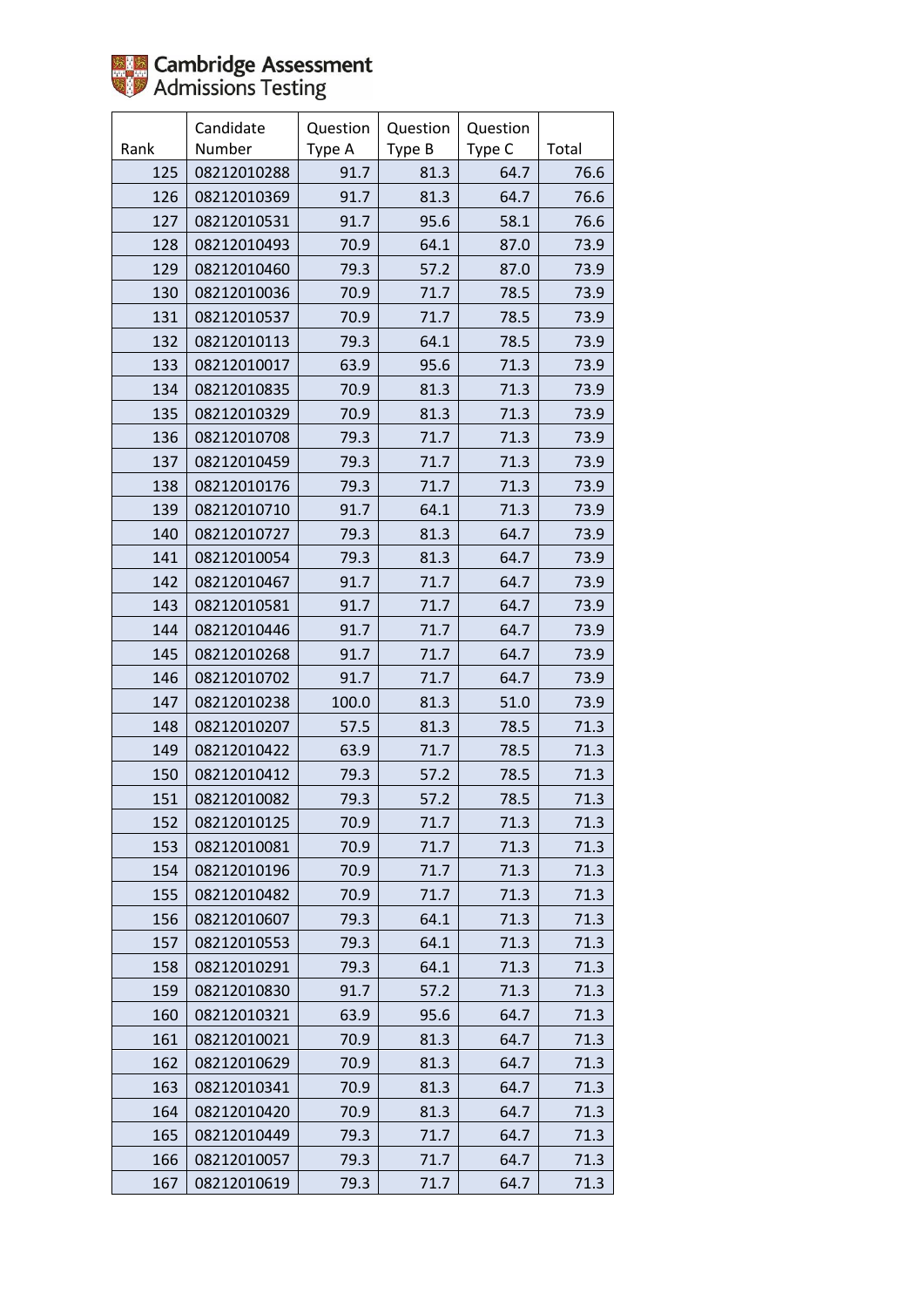Cambridge Assessment Admissions Testing

| Rank | Candidate Number | Question Type A | Question Type B | Question Type C | Total |
|---|---|---|---|---|---|
| 125 | 08212010288 | 91.7 | 81.3 | 64.7 | 76.6 |
| 126 | 08212010369 | 91.7 | 81.3 | 64.7 | 76.6 |
| 127 | 08212010531 | 91.7 | 95.6 | 58.1 | 76.6 |
| 128 | 08212010493 | 70.9 | 64.1 | 87.0 | 73.9 |
| 129 | 08212010460 | 79.3 | 57.2 | 87.0 | 73.9 |
| 130 | 08212010036 | 70.9 | 71.7 | 78.5 | 73.9 |
| 131 | 08212010537 | 70.9 | 71.7 | 78.5 | 73.9 |
| 132 | 08212010113 | 79.3 | 64.1 | 78.5 | 73.9 |
| 133 | 08212010017 | 63.9 | 95.6 | 71.3 | 73.9 |
| 134 | 08212010835 | 70.9 | 81.3 | 71.3 | 73.9 |
| 135 | 08212010329 | 70.9 | 81.3 | 71.3 | 73.9 |
| 136 | 08212010708 | 79.3 | 71.7 | 71.3 | 73.9 |
| 137 | 08212010459 | 79.3 | 71.7 | 71.3 | 73.9 |
| 138 | 08212010176 | 79.3 | 71.7 | 71.3 | 73.9 |
| 139 | 08212010710 | 91.7 | 64.1 | 71.3 | 73.9 |
| 140 | 08212010727 | 79.3 | 81.3 | 64.7 | 73.9 |
| 141 | 08212010054 | 79.3 | 81.3 | 64.7 | 73.9 |
| 142 | 08212010467 | 91.7 | 71.7 | 64.7 | 73.9 |
| 143 | 08212010581 | 91.7 | 71.7 | 64.7 | 73.9 |
| 144 | 08212010446 | 91.7 | 71.7 | 64.7 | 73.9 |
| 145 | 08212010268 | 91.7 | 71.7 | 64.7 | 73.9 |
| 146 | 08212010702 | 91.7 | 71.7 | 64.7 | 73.9 |
| 147 | 08212010238 | 100.0 | 81.3 | 51.0 | 73.9 |
| 148 | 08212010207 | 57.5 | 81.3 | 78.5 | 71.3 |
| 149 | 08212010422 | 63.9 | 71.7 | 78.5 | 71.3 |
| 150 | 08212010412 | 79.3 | 57.2 | 78.5 | 71.3 |
| 151 | 08212010082 | 79.3 | 57.2 | 78.5 | 71.3 |
| 152 | 08212010125 | 70.9 | 71.7 | 71.3 | 71.3 |
| 153 | 08212010081 | 70.9 | 71.7 | 71.3 | 71.3 |
| 154 | 08212010196 | 70.9 | 71.7 | 71.3 | 71.3 |
| 155 | 08212010482 | 70.9 | 71.7 | 71.3 | 71.3 |
| 156 | 08212010607 | 79.3 | 64.1 | 71.3 | 71.3 |
| 157 | 08212010553 | 79.3 | 64.1 | 71.3 | 71.3 |
| 158 | 08212010291 | 79.3 | 64.1 | 71.3 | 71.3 |
| 159 | 08212010830 | 91.7 | 57.2 | 71.3 | 71.3 |
| 160 | 08212010321 | 63.9 | 95.6 | 64.7 | 71.3 |
| 161 | 08212010021 | 70.9 | 81.3 | 64.7 | 71.3 |
| 162 | 08212010629 | 70.9 | 81.3 | 64.7 | 71.3 |
| 163 | 08212010341 | 70.9 | 81.3 | 64.7 | 71.3 |
| 164 | 08212010420 | 70.9 | 81.3 | 64.7 | 71.3 |
| 165 | 08212010449 | 79.3 | 71.7 | 64.7 | 71.3 |
| 166 | 08212010057 | 79.3 | 71.7 | 64.7 | 71.3 |
| 167 | 08212010619 | 79.3 | 71.7 | 64.7 | 71.3 |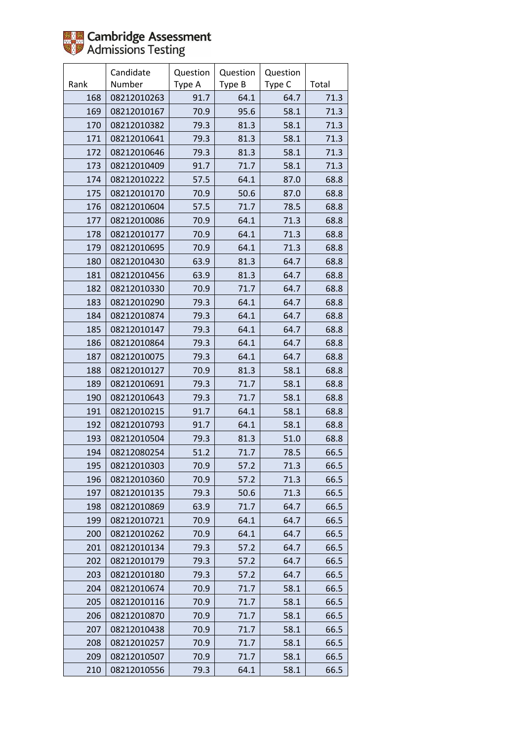| Rank | Candidate Number | Question Type A | Question Type B | Question Type C | Total |
|---|---|---|---|---|---|
| 168 | 08212010263 | 91.7 | 64.1 | 64.7 | 71.3 |
| 169 | 08212010167 | 70.9 | 95.6 | 58.1 | 71.3 |
| 170 | 08212010382 | 79.3 | 81.3 | 58.1 | 71.3 |
| 171 | 08212010641 | 79.3 | 81.3 | 58.1 | 71.3 |
| 172 | 08212010646 | 79.3 | 81.3 | 58.1 | 71.3 |
| 173 | 08212010409 | 91.7 | 71.7 | 58.1 | 71.3 |
| 174 | 08212010222 | 57.5 | 64.1 | 87.0 | 68.8 |
| 175 | 08212010170 | 70.9 | 50.6 | 87.0 | 68.8 |
| 176 | 08212010604 | 57.5 | 71.7 | 78.5 | 68.8 |
| 177 | 08212010086 | 70.9 | 64.1 | 71.3 | 68.8 |
| 178 | 08212010177 | 70.9 | 64.1 | 71.3 | 68.8 |
| 179 | 08212010695 | 70.9 | 64.1 | 71.3 | 68.8 |
| 180 | 08212010430 | 63.9 | 81.3 | 64.7 | 68.8 |
| 181 | 08212010456 | 63.9 | 81.3 | 64.7 | 68.8 |
| 182 | 08212010330 | 70.9 | 71.7 | 64.7 | 68.8 |
| 183 | 08212010290 | 79.3 | 64.1 | 64.7 | 68.8 |
| 184 | 08212010874 | 79.3 | 64.1 | 64.7 | 68.8 |
| 185 | 08212010147 | 79.3 | 64.1 | 64.7 | 68.8 |
| 186 | 08212010864 | 79.3 | 64.1 | 64.7 | 68.8 |
| 187 | 08212010075 | 79.3 | 64.1 | 64.7 | 68.8 |
| 188 | 08212010127 | 70.9 | 81.3 | 58.1 | 68.8 |
| 189 | 08212010691 | 79.3 | 71.7 | 58.1 | 68.8 |
| 190 | 08212010643 | 79.3 | 71.7 | 58.1 | 68.8 |
| 191 | 08212010215 | 91.7 | 64.1 | 58.1 | 68.8 |
| 192 | 08212010793 | 91.7 | 64.1 | 58.1 | 68.8 |
| 193 | 08212010504 | 79.3 | 81.3 | 51.0 | 68.8 |
| 194 | 08212080254 | 51.2 | 71.7 | 78.5 | 66.5 |
| 195 | 08212010303 | 70.9 | 57.2 | 71.3 | 66.5 |
| 196 | 08212010360 | 70.9 | 57.2 | 71.3 | 66.5 |
| 197 | 08212010135 | 79.3 | 50.6 | 71.3 | 66.5 |
| 198 | 08212010869 | 63.9 | 71.7 | 64.7 | 66.5 |
| 199 | 08212010721 | 70.9 | 64.1 | 64.7 | 66.5 |
| 200 | 08212010262 | 70.9 | 64.1 | 64.7 | 66.5 |
| 201 | 08212010134 | 79.3 | 57.2 | 64.7 | 66.5 |
| 202 | 08212010179 | 79.3 | 57.2 | 64.7 | 66.5 |
| 203 | 08212010180 | 79.3 | 57.2 | 64.7 | 66.5 |
| 204 | 08212010674 | 70.9 | 71.7 | 58.1 | 66.5 |
| 205 | 08212010116 | 70.9 | 71.7 | 58.1 | 66.5 |
| 206 | 08212010870 | 70.9 | 71.7 | 58.1 | 66.5 |
| 207 | 08212010438 | 70.9 | 71.7 | 58.1 | 66.5 |
| 208 | 08212010257 | 70.9 | 71.7 | 58.1 | 66.5 |
| 209 | 08212010507 | 70.9 | 71.7 | 58.1 | 66.5 |
| 210 | 08212010556 | 79.3 | 64.1 | 58.1 | 66.5 |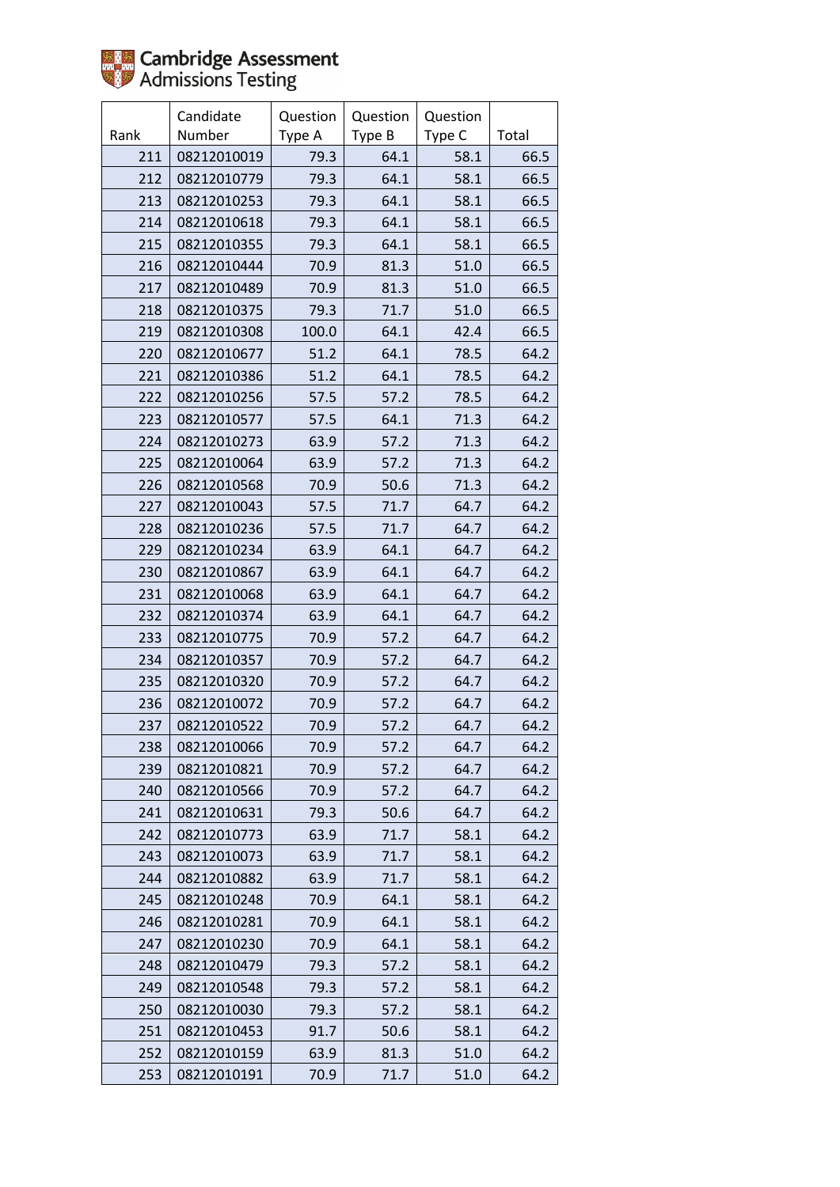| Rank | Candidate Number | Question Type A | Question Type B | Question Type C | Total |
|---|---|---|---|---|---|
| 211 | 08212010019 | 79.3 | 64.1 | 58.1 | 66.5 |
| 212 | 08212010779 | 79.3 | 64.1 | 58.1 | 66.5 |
| 213 | 08212010253 | 79.3 | 64.1 | 58.1 | 66.5 |
| 214 | 08212010618 | 79.3 | 64.1 | 58.1 | 66.5 |
| 215 | 08212010355 | 79.3 | 64.1 | 58.1 | 66.5 |
| 216 | 08212010444 | 70.9 | 81.3 | 51.0 | 66.5 |
| 217 | 08212010489 | 70.9 | 81.3 | 51.0 | 66.5 |
| 218 | 08212010375 | 79.3 | 71.7 | 51.0 | 66.5 |
| 219 | 08212010308 | 100.0 | 64.1 | 42.4 | 66.5 |
| 220 | 08212010677 | 51.2 | 64.1 | 78.5 | 64.2 |
| 221 | 08212010386 | 51.2 | 64.1 | 78.5 | 64.2 |
| 222 | 08212010256 | 57.5 | 57.2 | 78.5 | 64.2 |
| 223 | 08212010577 | 57.5 | 64.1 | 71.3 | 64.2 |
| 224 | 08212010273 | 63.9 | 57.2 | 71.3 | 64.2 |
| 225 | 08212010064 | 63.9 | 57.2 | 71.3 | 64.2 |
| 226 | 08212010568 | 70.9 | 50.6 | 71.3 | 64.2 |
| 227 | 08212010043 | 57.5 | 71.7 | 64.7 | 64.2 |
| 228 | 08212010236 | 57.5 | 71.7 | 64.7 | 64.2 |
| 229 | 08212010234 | 63.9 | 64.1 | 64.7 | 64.2 |
| 230 | 08212010867 | 63.9 | 64.1 | 64.7 | 64.2 |
| 231 | 08212010068 | 63.9 | 64.1 | 64.7 | 64.2 |
| 232 | 08212010374 | 63.9 | 64.1 | 64.7 | 64.2 |
| 233 | 08212010775 | 70.9 | 57.2 | 64.7 | 64.2 |
| 234 | 08212010357 | 70.9 | 57.2 | 64.7 | 64.2 |
| 235 | 08212010320 | 70.9 | 57.2 | 64.7 | 64.2 |
| 236 | 08212010072 | 70.9 | 57.2 | 64.7 | 64.2 |
| 237 | 08212010522 | 70.9 | 57.2 | 64.7 | 64.2 |
| 238 | 08212010066 | 70.9 | 57.2 | 64.7 | 64.2 |
| 239 | 08212010821 | 70.9 | 57.2 | 64.7 | 64.2 |
| 240 | 08212010566 | 70.9 | 57.2 | 64.7 | 64.2 |
| 241 | 08212010631 | 79.3 | 50.6 | 64.7 | 64.2 |
| 242 | 08212010773 | 63.9 | 71.7 | 58.1 | 64.2 |
| 243 | 08212010073 | 63.9 | 71.7 | 58.1 | 64.2 |
| 244 | 08212010882 | 63.9 | 71.7 | 58.1 | 64.2 |
| 245 | 08212010248 | 70.9 | 64.1 | 58.1 | 64.2 |
| 246 | 08212010281 | 70.9 | 64.1 | 58.1 | 64.2 |
| 247 | 08212010230 | 70.9 | 64.1 | 58.1 | 64.2 |
| 248 | 08212010479 | 79.3 | 57.2 | 58.1 | 64.2 |
| 249 | 08212010548 | 79.3 | 57.2 | 58.1 | 64.2 |
| 250 | 08212010030 | 79.3 | 57.2 | 58.1 | 64.2 |
| 251 | 08212010453 | 91.7 | 50.6 | 58.1 | 64.2 |
| 252 | 08212010159 | 63.9 | 81.3 | 51.0 | 64.2 |
| 253 | 08212010191 | 70.9 | 71.7 | 51.0 | 64.2 |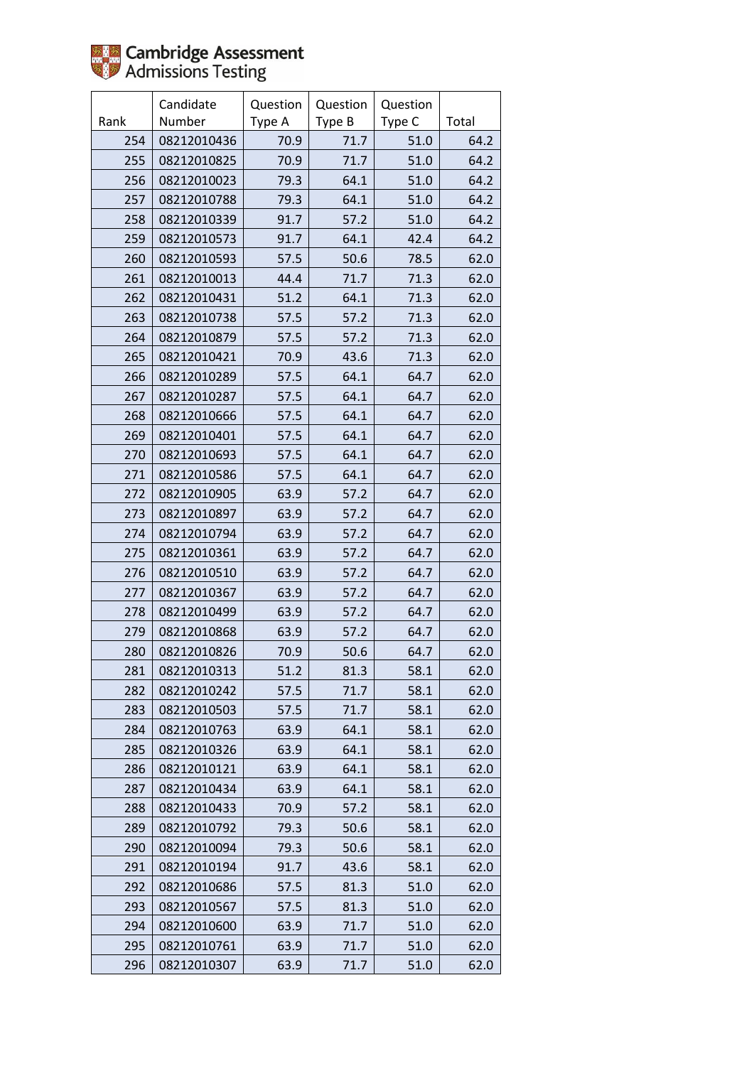Cambridge Assessment Admissions Testing

| Rank | Candidate Number | Question Type A | Question Type B | Question Type C | Total |
|---|---|---|---|---|---|
| 254 | 08212010436 | 70.9 | 71.7 | 51.0 | 64.2 |
| 255 | 08212010825 | 70.9 | 71.7 | 51.0 | 64.2 |
| 256 | 08212010023 | 79.3 | 64.1 | 51.0 | 64.2 |
| 257 | 08212010788 | 79.3 | 64.1 | 51.0 | 64.2 |
| 258 | 08212010339 | 91.7 | 57.2 | 51.0 | 64.2 |
| 259 | 08212010573 | 91.7 | 64.1 | 42.4 | 64.2 |
| 260 | 08212010593 | 57.5 | 50.6 | 78.5 | 62.0 |
| 261 | 08212010013 | 44.4 | 71.7 | 71.3 | 62.0 |
| 262 | 08212010431 | 51.2 | 64.1 | 71.3 | 62.0 |
| 263 | 08212010738 | 57.5 | 57.2 | 71.3 | 62.0 |
| 264 | 08212010879 | 57.5 | 57.2 | 71.3 | 62.0 |
| 265 | 08212010421 | 70.9 | 43.6 | 71.3 | 62.0 |
| 266 | 08212010289 | 57.5 | 64.1 | 64.7 | 62.0 |
| 267 | 08212010287 | 57.5 | 64.1 | 64.7 | 62.0 |
| 268 | 08212010666 | 57.5 | 64.1 | 64.7 | 62.0 |
| 269 | 08212010401 | 57.5 | 64.1 | 64.7 | 62.0 |
| 270 | 08212010693 | 57.5 | 64.1 | 64.7 | 62.0 |
| 271 | 08212010586 | 57.5 | 64.1 | 64.7 | 62.0 |
| 272 | 08212010905 | 63.9 | 57.2 | 64.7 | 62.0 |
| 273 | 08212010897 | 63.9 | 57.2 | 64.7 | 62.0 |
| 274 | 08212010794 | 63.9 | 57.2 | 64.7 | 62.0 |
| 275 | 08212010361 | 63.9 | 57.2 | 64.7 | 62.0 |
| 276 | 08212010510 | 63.9 | 57.2 | 64.7 | 62.0 |
| 277 | 08212010367 | 63.9 | 57.2 | 64.7 | 62.0 |
| 278 | 08212010499 | 63.9 | 57.2 | 64.7 | 62.0 |
| 279 | 08212010868 | 63.9 | 57.2 | 64.7 | 62.0 |
| 280 | 08212010826 | 70.9 | 50.6 | 64.7 | 62.0 |
| 281 | 08212010313 | 51.2 | 81.3 | 58.1 | 62.0 |
| 282 | 08212010242 | 57.5 | 71.7 | 58.1 | 62.0 |
| 283 | 08212010503 | 57.5 | 71.7 | 58.1 | 62.0 |
| 284 | 08212010763 | 63.9 | 64.1 | 58.1 | 62.0 |
| 285 | 08212010326 | 63.9 | 64.1 | 58.1 | 62.0 |
| 286 | 08212010121 | 63.9 | 64.1 | 58.1 | 62.0 |
| 287 | 08212010434 | 63.9 | 64.1 | 58.1 | 62.0 |
| 288 | 08212010433 | 70.9 | 57.2 | 58.1 | 62.0 |
| 289 | 08212010792 | 79.3 | 50.6 | 58.1 | 62.0 |
| 290 | 08212010094 | 79.3 | 50.6 | 58.1 | 62.0 |
| 291 | 08212010194 | 91.7 | 43.6 | 58.1 | 62.0 |
| 292 | 08212010686 | 57.5 | 81.3 | 51.0 | 62.0 |
| 293 | 08212010567 | 57.5 | 81.3 | 51.0 | 62.0 |
| 294 | 08212010600 | 63.9 | 71.7 | 51.0 | 62.0 |
| 295 | 08212010761 | 63.9 | 71.7 | 51.0 | 62.0 |
| 296 | 08212010307 | 63.9 | 71.7 | 51.0 | 62.0 |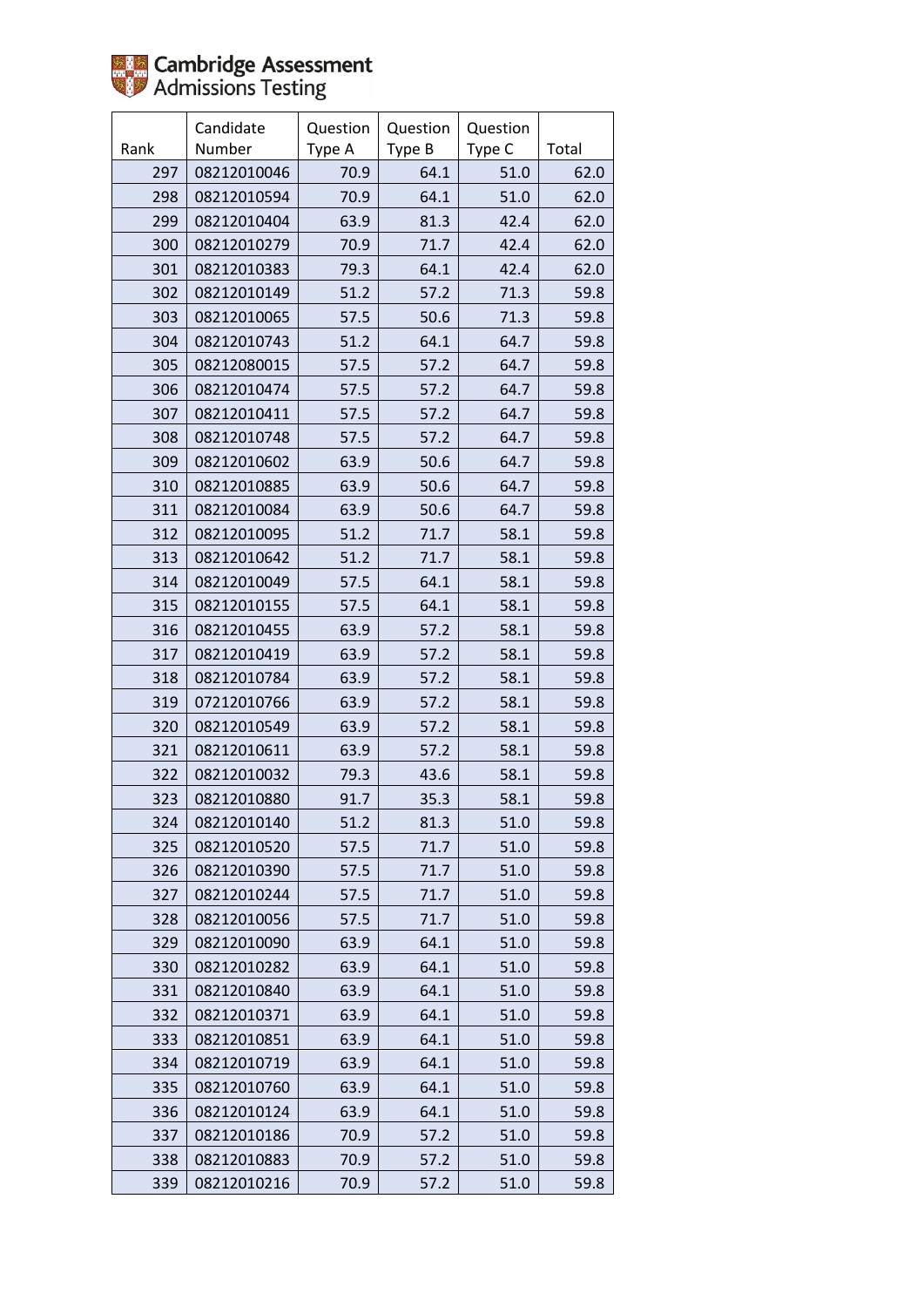| Rank | Candidate Number | Question Type A | Question Type B | Question Type C | Total |
|---|---|---|---|---|---|
| 297 | 08212010046 | 70.9 | 64.1 | 51.0 | 62.0 |
| 298 | 08212010594 | 70.9 | 64.1 | 51.0 | 62.0 |
| 299 | 08212010404 | 63.9 | 81.3 | 42.4 | 62.0 |
| 300 | 08212010279 | 70.9 | 71.7 | 42.4 | 62.0 |
| 301 | 08212010383 | 79.3 | 64.1 | 42.4 | 62.0 |
| 302 | 08212010149 | 51.2 | 57.2 | 71.3 | 59.8 |
| 303 | 08212010065 | 57.5 | 50.6 | 71.3 | 59.8 |
| 304 | 08212010743 | 51.2 | 64.1 | 64.7 | 59.8 |
| 305 | 08212080015 | 57.5 | 57.2 | 64.7 | 59.8 |
| 306 | 08212010474 | 57.5 | 57.2 | 64.7 | 59.8 |
| 307 | 08212010411 | 57.5 | 57.2 | 64.7 | 59.8 |
| 308 | 08212010748 | 57.5 | 57.2 | 64.7 | 59.8 |
| 309 | 08212010602 | 63.9 | 50.6 | 64.7 | 59.8 |
| 310 | 08212010885 | 63.9 | 50.6 | 64.7 | 59.8 |
| 311 | 08212010084 | 63.9 | 50.6 | 64.7 | 59.8 |
| 312 | 08212010095 | 51.2 | 71.7 | 58.1 | 59.8 |
| 313 | 08212010642 | 51.2 | 71.7 | 58.1 | 59.8 |
| 314 | 08212010049 | 57.5 | 64.1 | 58.1 | 59.8 |
| 315 | 08212010155 | 57.5 | 64.1 | 58.1 | 59.8 |
| 316 | 08212010455 | 63.9 | 57.2 | 58.1 | 59.8 |
| 317 | 08212010419 | 63.9 | 57.2 | 58.1 | 59.8 |
| 318 | 08212010784 | 63.9 | 57.2 | 58.1 | 59.8 |
| 319 | 07212010766 | 63.9 | 57.2 | 58.1 | 59.8 |
| 320 | 08212010549 | 63.9 | 57.2 | 58.1 | 59.8 |
| 321 | 08212010611 | 63.9 | 57.2 | 58.1 | 59.8 |
| 322 | 08212010032 | 79.3 | 43.6 | 58.1 | 59.8 |
| 323 | 08212010880 | 91.7 | 35.3 | 58.1 | 59.8 |
| 324 | 08212010140 | 51.2 | 81.3 | 51.0 | 59.8 |
| 325 | 08212010520 | 57.5 | 71.7 | 51.0 | 59.8 |
| 326 | 08212010390 | 57.5 | 71.7 | 51.0 | 59.8 |
| 327 | 08212010244 | 57.5 | 71.7 | 51.0 | 59.8 |
| 328 | 08212010056 | 57.5 | 71.7 | 51.0 | 59.8 |
| 329 | 08212010090 | 63.9 | 64.1 | 51.0 | 59.8 |
| 330 | 08212010282 | 63.9 | 64.1 | 51.0 | 59.8 |
| 331 | 08212010840 | 63.9 | 64.1 | 51.0 | 59.8 |
| 332 | 08212010371 | 63.9 | 64.1 | 51.0 | 59.8 |
| 333 | 08212010851 | 63.9 | 64.1 | 51.0 | 59.8 |
| 334 | 08212010719 | 63.9 | 64.1 | 51.0 | 59.8 |
| 335 | 08212010760 | 63.9 | 64.1 | 51.0 | 59.8 |
| 336 | 08212010124 | 63.9 | 64.1 | 51.0 | 59.8 |
| 337 | 08212010186 | 70.9 | 57.2 | 51.0 | 59.8 |
| 338 | 08212010883 | 70.9 | 57.2 | 51.0 | 59.8 |
| 339 | 08212010216 | 70.9 | 57.2 | 51.0 | 59.8 |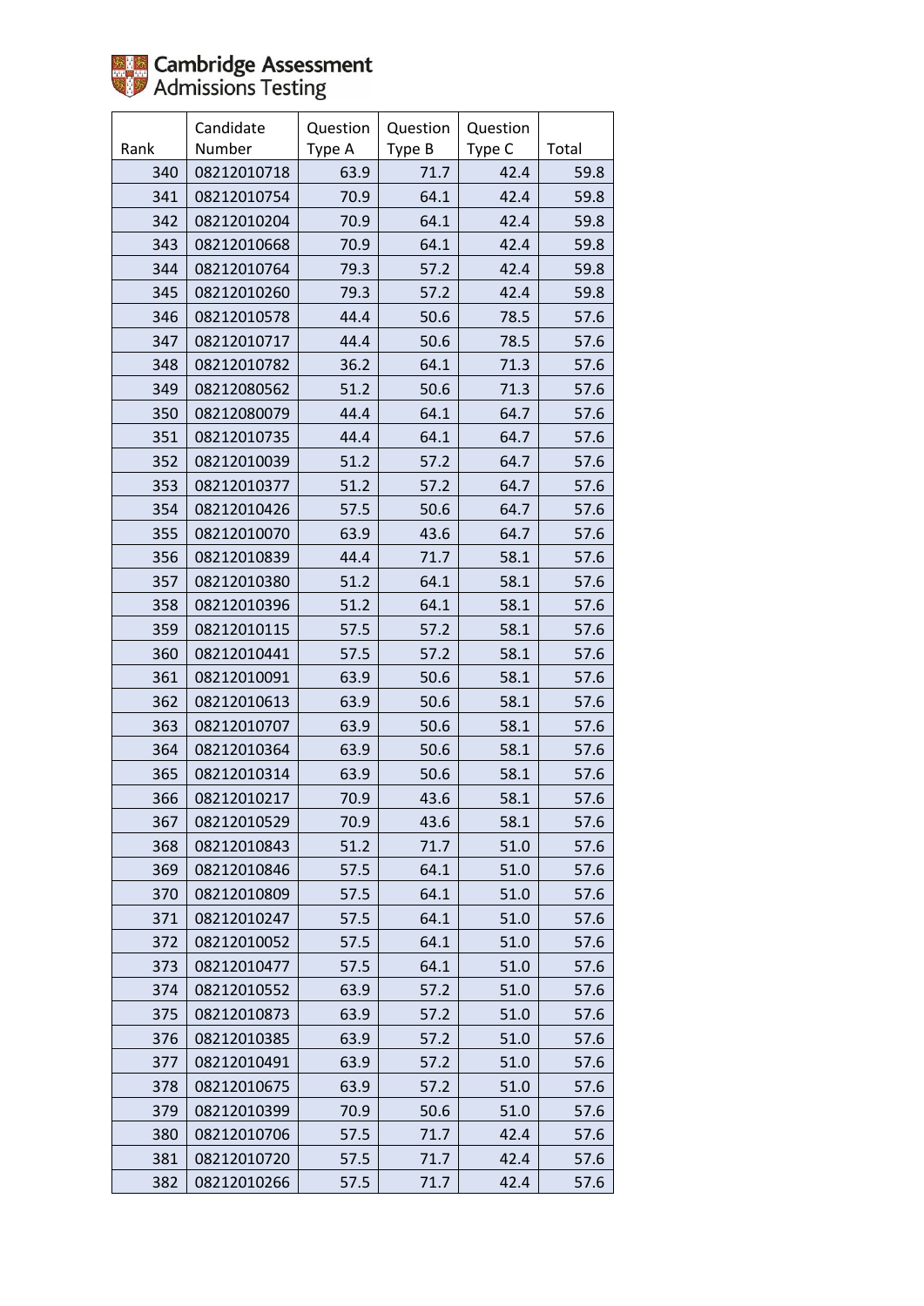| Rank | Candidate Number | Question Type A | Question Type B | Question Type C | Total |
|---|---|---|---|---|---|
| 340 | 08212010718 | 63.9 | 71.7 | 42.4 | 59.8 |
| 341 | 08212010754 | 70.9 | 64.1 | 42.4 | 59.8 |
| 342 | 08212010204 | 70.9 | 64.1 | 42.4 | 59.8 |
| 343 | 08212010668 | 70.9 | 64.1 | 42.4 | 59.8 |
| 344 | 08212010764 | 79.3 | 57.2 | 42.4 | 59.8 |
| 345 | 08212010260 | 79.3 | 57.2 | 42.4 | 59.8 |
| 346 | 08212010578 | 44.4 | 50.6 | 78.5 | 57.6 |
| 347 | 08212010717 | 44.4 | 50.6 | 78.5 | 57.6 |
| 348 | 08212010782 | 36.2 | 64.1 | 71.3 | 57.6 |
| 349 | 08212080562 | 51.2 | 50.6 | 71.3 | 57.6 |
| 350 | 08212080079 | 44.4 | 64.1 | 64.7 | 57.6 |
| 351 | 08212010735 | 44.4 | 64.1 | 64.7 | 57.6 |
| 352 | 08212010039 | 51.2 | 57.2 | 64.7 | 57.6 |
| 353 | 08212010377 | 51.2 | 57.2 | 64.7 | 57.6 |
| 354 | 08212010426 | 57.5 | 50.6 | 64.7 | 57.6 |
| 355 | 08212010070 | 63.9 | 43.6 | 64.7 | 57.6 |
| 356 | 08212010839 | 44.4 | 71.7 | 58.1 | 57.6 |
| 357 | 08212010380 | 51.2 | 64.1 | 58.1 | 57.6 |
| 358 | 08212010396 | 51.2 | 64.1 | 58.1 | 57.6 |
| 359 | 08212010115 | 57.5 | 57.2 | 58.1 | 57.6 |
| 360 | 08212010441 | 57.5 | 57.2 | 58.1 | 57.6 |
| 361 | 08212010091 | 63.9 | 50.6 | 58.1 | 57.6 |
| 362 | 08212010613 | 63.9 | 50.6 | 58.1 | 57.6 |
| 363 | 08212010707 | 63.9 | 50.6 | 58.1 | 57.6 |
| 364 | 08212010364 | 63.9 | 50.6 | 58.1 | 57.6 |
| 365 | 08212010314 | 63.9 | 50.6 | 58.1 | 57.6 |
| 366 | 08212010217 | 70.9 | 43.6 | 58.1 | 57.6 |
| 367 | 08212010529 | 70.9 | 43.6 | 58.1 | 57.6 |
| 368 | 08212010843 | 51.2 | 71.7 | 51.0 | 57.6 |
| 369 | 08212010846 | 57.5 | 64.1 | 51.0 | 57.6 |
| 370 | 08212010809 | 57.5 | 64.1 | 51.0 | 57.6 |
| 371 | 08212010247 | 57.5 | 64.1 | 51.0 | 57.6 |
| 372 | 08212010052 | 57.5 | 64.1 | 51.0 | 57.6 |
| 373 | 08212010477 | 57.5 | 64.1 | 51.0 | 57.6 |
| 374 | 08212010552 | 63.9 | 57.2 | 51.0 | 57.6 |
| 375 | 08212010873 | 63.9 | 57.2 | 51.0 | 57.6 |
| 376 | 08212010385 | 63.9 | 57.2 | 51.0 | 57.6 |
| 377 | 08212010491 | 63.9 | 57.2 | 51.0 | 57.6 |
| 378 | 08212010675 | 63.9 | 57.2 | 51.0 | 57.6 |
| 379 | 08212010399 | 70.9 | 50.6 | 51.0 | 57.6 |
| 380 | 08212010706 | 57.5 | 71.7 | 42.4 | 57.6 |
| 381 | 08212010720 | 57.5 | 71.7 | 42.4 | 57.6 |
| 382 | 08212010266 | 57.5 | 71.7 | 42.4 | 57.6 |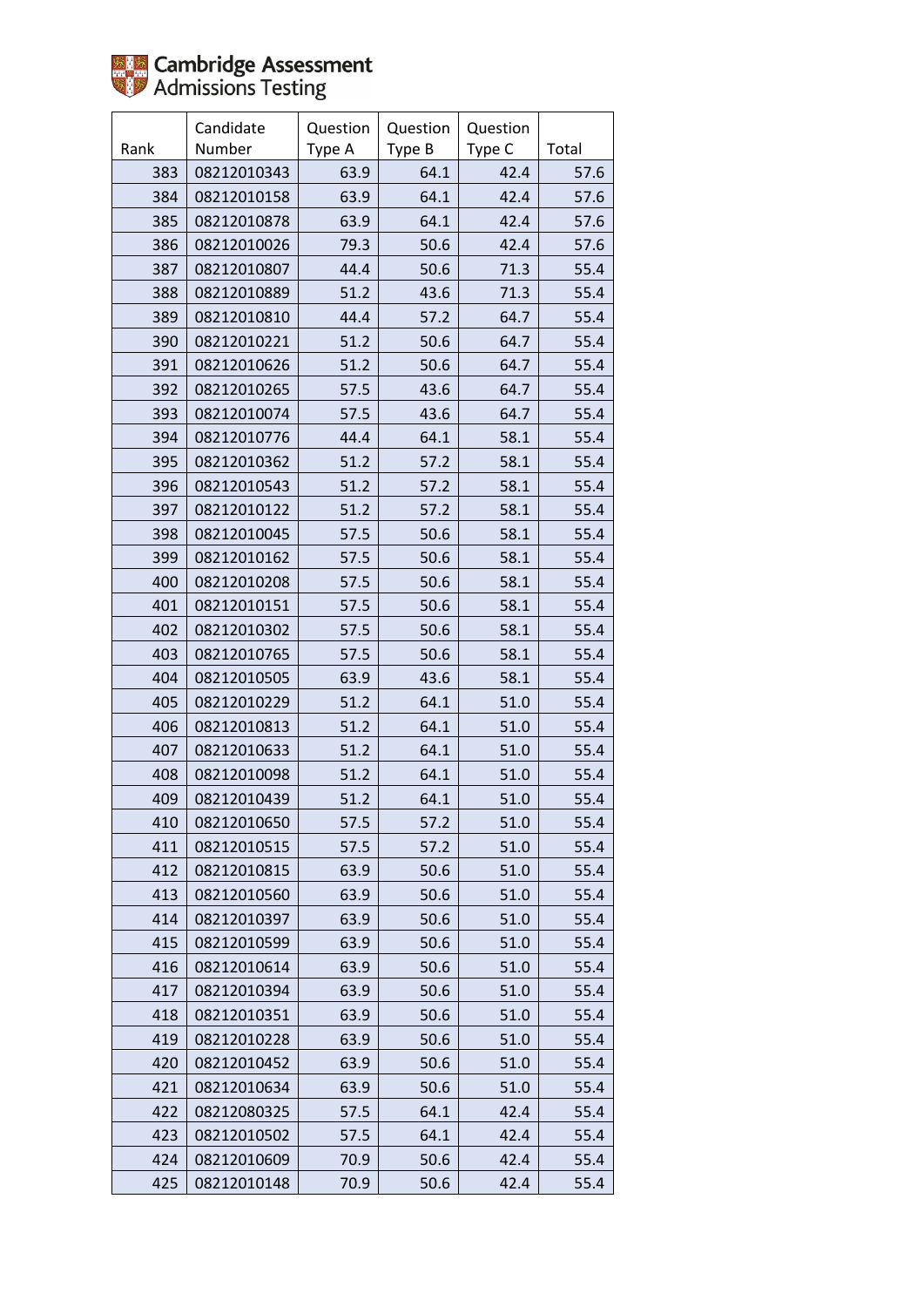Cambridge Assessment Admissions Testing

| Rank | Candidate Number | Question Type A | Question Type B | Question Type C | Total |
|---|---|---|---|---|---|
| 383 | 08212010343 | 63.9 | 64.1 | 42.4 | 57.6 |
| 384 | 08212010158 | 63.9 | 64.1 | 42.4 | 57.6 |
| 385 | 08212010878 | 63.9 | 64.1 | 42.4 | 57.6 |
| 386 | 08212010026 | 79.3 | 50.6 | 42.4 | 57.6 |
| 387 | 08212010807 | 44.4 | 50.6 | 71.3 | 55.4 |
| 388 | 08212010889 | 51.2 | 43.6 | 71.3 | 55.4 |
| 389 | 08212010810 | 44.4 | 57.2 | 64.7 | 55.4 |
| 390 | 08212010221 | 51.2 | 50.6 | 64.7 | 55.4 |
| 391 | 08212010626 | 51.2 | 50.6 | 64.7 | 55.4 |
| 392 | 08212010265 | 57.5 | 43.6 | 64.7 | 55.4 |
| 393 | 08212010074 | 57.5 | 43.6 | 64.7 | 55.4 |
| 394 | 08212010776 | 44.4 | 64.1 | 58.1 | 55.4 |
| 395 | 08212010362 | 51.2 | 57.2 | 58.1 | 55.4 |
| 396 | 08212010543 | 51.2 | 57.2 | 58.1 | 55.4 |
| 397 | 08212010122 | 51.2 | 57.2 | 58.1 | 55.4 |
| 398 | 08212010045 | 57.5 | 50.6 | 58.1 | 55.4 |
| 399 | 08212010162 | 57.5 | 50.6 | 58.1 | 55.4 |
| 400 | 08212010208 | 57.5 | 50.6 | 58.1 | 55.4 |
| 401 | 08212010151 | 57.5 | 50.6 | 58.1 | 55.4 |
| 402 | 08212010302 | 57.5 | 50.6 | 58.1 | 55.4 |
| 403 | 08212010765 | 57.5 | 50.6 | 58.1 | 55.4 |
| 404 | 08212010505 | 63.9 | 43.6 | 58.1 | 55.4 |
| 405 | 08212010229 | 51.2 | 64.1 | 51.0 | 55.4 |
| 406 | 08212010813 | 51.2 | 64.1 | 51.0 | 55.4 |
| 407 | 08212010633 | 51.2 | 64.1 | 51.0 | 55.4 |
| 408 | 08212010098 | 51.2 | 64.1 | 51.0 | 55.4 |
| 409 | 08212010439 | 51.2 | 64.1 | 51.0 | 55.4 |
| 410 | 08212010650 | 57.5 | 57.2 | 51.0 | 55.4 |
| 411 | 08212010515 | 57.5 | 57.2 | 51.0 | 55.4 |
| 412 | 08212010815 | 63.9 | 50.6 | 51.0 | 55.4 |
| 413 | 08212010560 | 63.9 | 50.6 | 51.0 | 55.4 |
| 414 | 08212010397 | 63.9 | 50.6 | 51.0 | 55.4 |
| 415 | 08212010599 | 63.9 | 50.6 | 51.0 | 55.4 |
| 416 | 08212010614 | 63.9 | 50.6 | 51.0 | 55.4 |
| 417 | 08212010394 | 63.9 | 50.6 | 51.0 | 55.4 |
| 418 | 08212010351 | 63.9 | 50.6 | 51.0 | 55.4 |
| 419 | 08212010228 | 63.9 | 50.6 | 51.0 | 55.4 |
| 420 | 08212010452 | 63.9 | 50.6 | 51.0 | 55.4 |
| 421 | 08212010634 | 63.9 | 50.6 | 51.0 | 55.4 |
| 422 | 08212080325 | 57.5 | 64.1 | 42.4 | 55.4 |
| 423 | 08212010502 | 57.5 | 64.1 | 42.4 | 55.4 |
| 424 | 08212010609 | 70.9 | 50.6 | 42.4 | 55.4 |
| 425 | 08212010148 | 70.9 | 50.6 | 42.4 | 55.4 |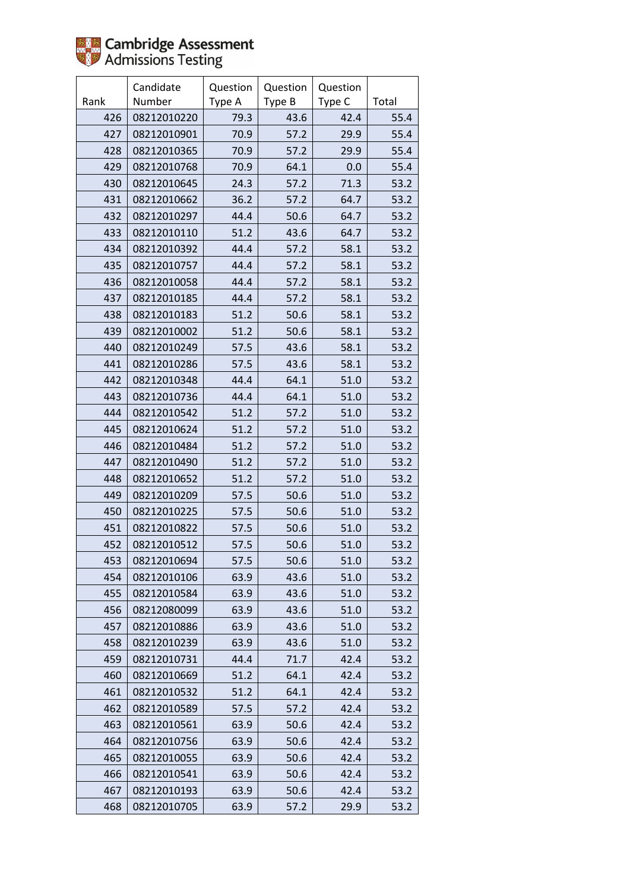Cambridge Assessment Admissions Testing

| Rank | Candidate Number | Question Type A | Question Type B | Question Type C | Total |
|---|---|---|---|---|---|
| 426 | 08212010220 | 79.3 | 43.6 | 42.4 | 55.4 |
| 427 | 08212010901 | 70.9 | 57.2 | 29.9 | 55.4 |
| 428 | 08212010365 | 70.9 | 57.2 | 29.9 | 55.4 |
| 429 | 08212010768 | 70.9 | 64.1 | 0.0 | 55.4 |
| 430 | 08212010645 | 24.3 | 57.2 | 71.3 | 53.2 |
| 431 | 08212010662 | 36.2 | 57.2 | 64.7 | 53.2 |
| 432 | 08212010297 | 44.4 | 50.6 | 64.7 | 53.2 |
| 433 | 08212010110 | 51.2 | 43.6 | 64.7 | 53.2 |
| 434 | 08212010392 | 44.4 | 57.2 | 58.1 | 53.2 |
| 435 | 08212010757 | 44.4 | 57.2 | 58.1 | 53.2 |
| 436 | 08212010058 | 44.4 | 57.2 | 58.1 | 53.2 |
| 437 | 08212010185 | 44.4 | 57.2 | 58.1 | 53.2 |
| 438 | 08212010183 | 51.2 | 50.6 | 58.1 | 53.2 |
| 439 | 08212010002 | 51.2 | 50.6 | 58.1 | 53.2 |
| 440 | 08212010249 | 57.5 | 43.6 | 58.1 | 53.2 |
| 441 | 08212010286 | 57.5 | 43.6 | 58.1 | 53.2 |
| 442 | 08212010348 | 44.4 | 64.1 | 51.0 | 53.2 |
| 443 | 08212010736 | 44.4 | 64.1 | 51.0 | 53.2 |
| 444 | 08212010542 | 51.2 | 57.2 | 51.0 | 53.2 |
| 445 | 08212010624 | 51.2 | 57.2 | 51.0 | 53.2 |
| 446 | 08212010484 | 51.2 | 57.2 | 51.0 | 53.2 |
| 447 | 08212010490 | 51.2 | 57.2 | 51.0 | 53.2 |
| 448 | 08212010652 | 51.2 | 57.2 | 51.0 | 53.2 |
| 449 | 08212010209 | 57.5 | 50.6 | 51.0 | 53.2 |
| 450 | 08212010225 | 57.5 | 50.6 | 51.0 | 53.2 |
| 451 | 08212010822 | 57.5 | 50.6 | 51.0 | 53.2 |
| 452 | 08212010512 | 57.5 | 50.6 | 51.0 | 53.2 |
| 453 | 08212010694 | 57.5 | 50.6 | 51.0 | 53.2 |
| 454 | 08212010106 | 63.9 | 43.6 | 51.0 | 53.2 |
| 455 | 08212010584 | 63.9 | 43.6 | 51.0 | 53.2 |
| 456 | 08212080099 | 63.9 | 43.6 | 51.0 | 53.2 |
| 457 | 08212010886 | 63.9 | 43.6 | 51.0 | 53.2 |
| 458 | 08212010239 | 63.9 | 43.6 | 51.0 | 53.2 |
| 459 | 08212010731 | 44.4 | 71.7 | 42.4 | 53.2 |
| 460 | 08212010669 | 51.2 | 64.1 | 42.4 | 53.2 |
| 461 | 08212010532 | 51.2 | 64.1 | 42.4 | 53.2 |
| 462 | 08212010589 | 57.5 | 57.2 | 42.4 | 53.2 |
| 463 | 08212010561 | 63.9 | 50.6 | 42.4 | 53.2 |
| 464 | 08212010756 | 63.9 | 50.6 | 42.4 | 53.2 |
| 465 | 08212010055 | 63.9 | 50.6 | 42.4 | 53.2 |
| 466 | 08212010541 | 63.9 | 50.6 | 42.4 | 53.2 |
| 467 | 08212010193 | 63.9 | 50.6 | 42.4 | 53.2 |
| 468 | 08212010705 | 63.9 | 57.2 | 29.9 | 53.2 |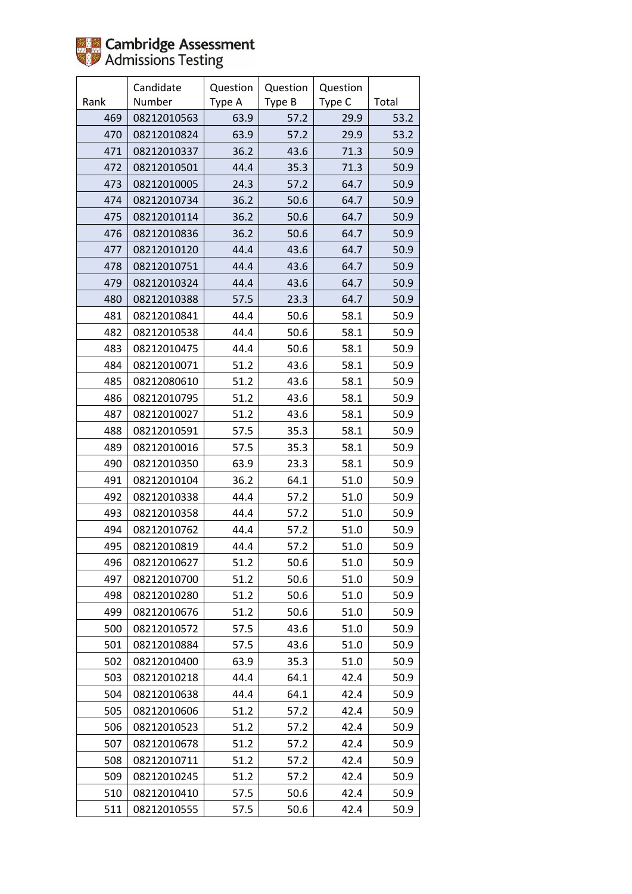| Rank | Candidate Number | Question Type A | Question Type B | Question Type C | Total |
|---|---|---|---|---|---|
| 469 | 08212010563 | 63.9 | 57.2 | 29.9 | 53.2 |
| 470 | 08212010824 | 63.9 | 57.2 | 29.9 | 53.2 |
| 471 | 08212010337 | 36.2 | 43.6 | 71.3 | 50.9 |
| 472 | 08212010501 | 44.4 | 35.3 | 71.3 | 50.9 |
| 473 | 08212010005 | 24.3 | 57.2 | 64.7 | 50.9 |
| 474 | 08212010734 | 36.2 | 50.6 | 64.7 | 50.9 |
| 475 | 08212010114 | 36.2 | 50.6 | 64.7 | 50.9 |
| 476 | 08212010836 | 36.2 | 50.6 | 64.7 | 50.9 |
| 477 | 08212010120 | 44.4 | 43.6 | 64.7 | 50.9 |
| 478 | 08212010751 | 44.4 | 43.6 | 64.7 | 50.9 |
| 479 | 08212010324 | 44.4 | 43.6 | 64.7 | 50.9 |
| 480 | 08212010388 | 57.5 | 23.3 | 64.7 | 50.9 |
| 481 | 08212010841 | 44.4 | 50.6 | 58.1 | 50.9 |
| 482 | 08212010538 | 44.4 | 50.6 | 58.1 | 50.9 |
| 483 | 08212010475 | 44.4 | 50.6 | 58.1 | 50.9 |
| 484 | 08212010071 | 51.2 | 43.6 | 58.1 | 50.9 |
| 485 | 08212080610 | 51.2 | 43.6 | 58.1 | 50.9 |
| 486 | 08212010795 | 51.2 | 43.6 | 58.1 | 50.9 |
| 487 | 08212010027 | 51.2 | 43.6 | 58.1 | 50.9 |
| 488 | 08212010591 | 57.5 | 35.3 | 58.1 | 50.9 |
| 489 | 08212010016 | 57.5 | 35.3 | 58.1 | 50.9 |
| 490 | 08212010350 | 63.9 | 23.3 | 58.1 | 50.9 |
| 491 | 08212010104 | 36.2 | 64.1 | 51.0 | 50.9 |
| 492 | 08212010338 | 44.4 | 57.2 | 51.0 | 50.9 |
| 493 | 08212010358 | 44.4 | 57.2 | 51.0 | 50.9 |
| 494 | 08212010762 | 44.4 | 57.2 | 51.0 | 50.9 |
| 495 | 08212010819 | 44.4 | 57.2 | 51.0 | 50.9 |
| 496 | 08212010627 | 51.2 | 50.6 | 51.0 | 50.9 |
| 497 | 08212010700 | 51.2 | 50.6 | 51.0 | 50.9 |
| 498 | 08212010280 | 51.2 | 50.6 | 51.0 | 50.9 |
| 499 | 08212010676 | 51.2 | 50.6 | 51.0 | 50.9 |
| 500 | 08212010572 | 57.5 | 43.6 | 51.0 | 50.9 |
| 501 | 08212010884 | 57.5 | 43.6 | 51.0 | 50.9 |
| 502 | 08212010400 | 63.9 | 35.3 | 51.0 | 50.9 |
| 503 | 08212010218 | 44.4 | 64.1 | 42.4 | 50.9 |
| 504 | 08212010638 | 44.4 | 64.1 | 42.4 | 50.9 |
| 505 | 08212010606 | 51.2 | 57.2 | 42.4 | 50.9 |
| 506 | 08212010523 | 51.2 | 57.2 | 42.4 | 50.9 |
| 507 | 08212010678 | 51.2 | 57.2 | 42.4 | 50.9 |
| 508 | 08212010711 | 51.2 | 57.2 | 42.4 | 50.9 |
| 509 | 08212010245 | 51.2 | 57.2 | 42.4 | 50.9 |
| 510 | 08212010410 | 57.5 | 50.6 | 42.4 | 50.9 |
| 511 | 08212010555 | 57.5 | 50.6 | 42.4 | 50.9 |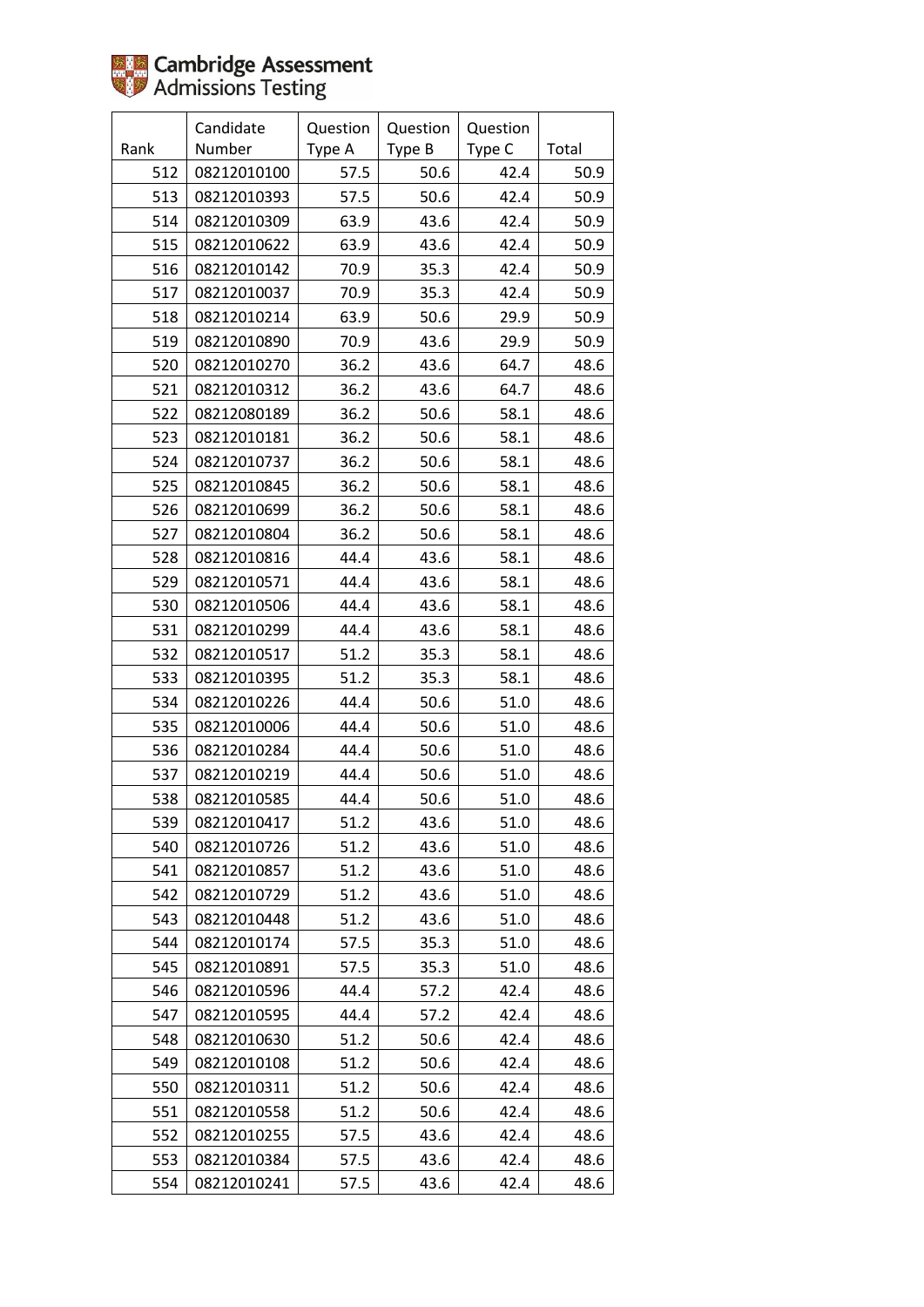Cambridge Assessment Admissions Testing

| Rank | Candidate Number | Question Type A | Question Type B | Question Type C | Total |
|---|---|---|---|---|---|
| 512 | 08212010100 | 57.5 | 50.6 | 42.4 | 50.9 |
| 513 | 08212010393 | 57.5 | 50.6 | 42.4 | 50.9 |
| 514 | 08212010309 | 63.9 | 43.6 | 42.4 | 50.9 |
| 515 | 08212010622 | 63.9 | 43.6 | 42.4 | 50.9 |
| 516 | 08212010142 | 70.9 | 35.3 | 42.4 | 50.9 |
| 517 | 08212010037 | 70.9 | 35.3 | 42.4 | 50.9 |
| 518 | 08212010214 | 63.9 | 50.6 | 29.9 | 50.9 |
| 519 | 08212010890 | 70.9 | 43.6 | 29.9 | 50.9 |
| 520 | 08212010270 | 36.2 | 43.6 | 64.7 | 48.6 |
| 521 | 08212010312 | 36.2 | 43.6 | 64.7 | 48.6 |
| 522 | 08212080189 | 36.2 | 50.6 | 58.1 | 48.6 |
| 523 | 08212010181 | 36.2 | 50.6 | 58.1 | 48.6 |
| 524 | 08212010737 | 36.2 | 50.6 | 58.1 | 48.6 |
| 525 | 08212010845 | 36.2 | 50.6 | 58.1 | 48.6 |
| 526 | 08212010699 | 36.2 | 50.6 | 58.1 | 48.6 |
| 527 | 08212010804 | 36.2 | 50.6 | 58.1 | 48.6 |
| 528 | 08212010816 | 44.4 | 43.6 | 58.1 | 48.6 |
| 529 | 08212010571 | 44.4 | 43.6 | 58.1 | 48.6 |
| 530 | 08212010506 | 44.4 | 43.6 | 58.1 | 48.6 |
| 531 | 08212010299 | 44.4 | 43.6 | 58.1 | 48.6 |
| 532 | 08212010517 | 51.2 | 35.3 | 58.1 | 48.6 |
| 533 | 08212010395 | 51.2 | 35.3 | 58.1 | 48.6 |
| 534 | 08212010226 | 44.4 | 50.6 | 51.0 | 48.6 |
| 535 | 08212010006 | 44.4 | 50.6 | 51.0 | 48.6 |
| 536 | 08212010284 | 44.4 | 50.6 | 51.0 | 48.6 |
| 537 | 08212010219 | 44.4 | 50.6 | 51.0 | 48.6 |
| 538 | 08212010585 | 44.4 | 50.6 | 51.0 | 48.6 |
| 539 | 08212010417 | 51.2 | 43.6 | 51.0 | 48.6 |
| 540 | 08212010726 | 51.2 | 43.6 | 51.0 | 48.6 |
| 541 | 08212010857 | 51.2 | 43.6 | 51.0 | 48.6 |
| 542 | 08212010729 | 51.2 | 43.6 | 51.0 | 48.6 |
| 543 | 08212010448 | 51.2 | 43.6 | 51.0 | 48.6 |
| 544 | 08212010174 | 57.5 | 35.3 | 51.0 | 48.6 |
| 545 | 08212010891 | 57.5 | 35.3 | 51.0 | 48.6 |
| 546 | 08212010596 | 44.4 | 57.2 | 42.4 | 48.6 |
| 547 | 08212010595 | 44.4 | 57.2 | 42.4 | 48.6 |
| 548 | 08212010630 | 51.2 | 50.6 | 42.4 | 48.6 |
| 549 | 08212010108 | 51.2 | 50.6 | 42.4 | 48.6 |
| 550 | 08212010311 | 51.2 | 50.6 | 42.4 | 48.6 |
| 551 | 08212010558 | 51.2 | 50.6 | 42.4 | 48.6 |
| 552 | 08212010255 | 57.5 | 43.6 | 42.4 | 48.6 |
| 553 | 08212010384 | 57.5 | 43.6 | 42.4 | 48.6 |
| 554 | 08212010241 | 57.5 | 43.6 | 42.4 | 48.6 |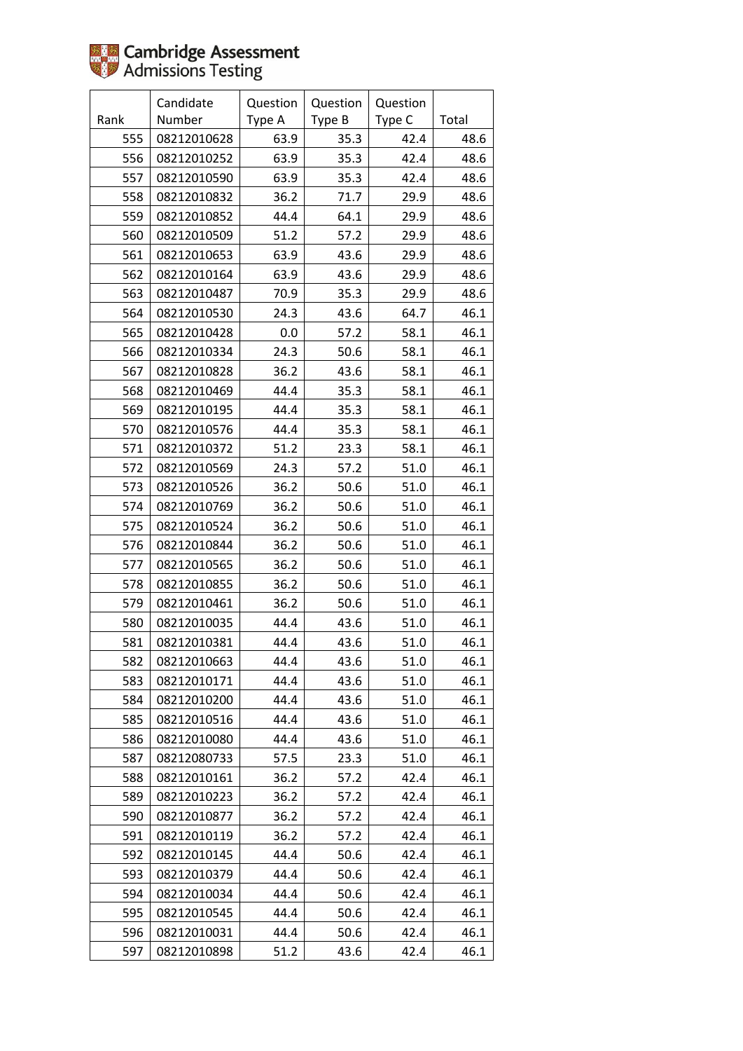Cambridge Assessment Admissions Testing

| Rank | Candidate Number | Question Type A | Question Type B | Question Type C | Total |
|---|---|---|---|---|---|
| 555 | 08212010628 | 63.9 | 35.3 | 42.4 | 48.6 |
| 556 | 08212010252 | 63.9 | 35.3 | 42.4 | 48.6 |
| 557 | 08212010590 | 63.9 | 35.3 | 42.4 | 48.6 |
| 558 | 08212010832 | 36.2 | 71.7 | 29.9 | 48.6 |
| 559 | 08212010852 | 44.4 | 64.1 | 29.9 | 48.6 |
| 560 | 08212010509 | 51.2 | 57.2 | 29.9 | 48.6 |
| 561 | 08212010653 | 63.9 | 43.6 | 29.9 | 48.6 |
| 562 | 08212010164 | 63.9 | 43.6 | 29.9 | 48.6 |
| 563 | 08212010487 | 70.9 | 35.3 | 29.9 | 48.6 |
| 564 | 08212010530 | 24.3 | 43.6 | 64.7 | 46.1 |
| 565 | 08212010428 | 0.0 | 57.2 | 58.1 | 46.1 |
| 566 | 08212010334 | 24.3 | 50.6 | 58.1 | 46.1 |
| 567 | 08212010828 | 36.2 | 43.6 | 58.1 | 46.1 |
| 568 | 08212010469 | 44.4 | 35.3 | 58.1 | 46.1 |
| 569 | 08212010195 | 44.4 | 35.3 | 58.1 | 46.1 |
| 570 | 08212010576 | 44.4 | 35.3 | 58.1 | 46.1 |
| 571 | 08212010372 | 51.2 | 23.3 | 58.1 | 46.1 |
| 572 | 08212010569 | 24.3 | 57.2 | 51.0 | 46.1 |
| 573 | 08212010526 | 36.2 | 50.6 | 51.0 | 46.1 |
| 574 | 08212010769 | 36.2 | 50.6 | 51.0 | 46.1 |
| 575 | 08212010524 | 36.2 | 50.6 | 51.0 | 46.1 |
| 576 | 08212010844 | 36.2 | 50.6 | 51.0 | 46.1 |
| 577 | 08212010565 | 36.2 | 50.6 | 51.0 | 46.1 |
| 578 | 08212010855 | 36.2 | 50.6 | 51.0 | 46.1 |
| 579 | 08212010461 | 36.2 | 50.6 | 51.0 | 46.1 |
| 580 | 08212010035 | 44.4 | 43.6 | 51.0 | 46.1 |
| 581 | 08212010381 | 44.4 | 43.6 | 51.0 | 46.1 |
| 582 | 08212010663 | 44.4 | 43.6 | 51.0 | 46.1 |
| 583 | 08212010171 | 44.4 | 43.6 | 51.0 | 46.1 |
| 584 | 08212010200 | 44.4 | 43.6 | 51.0 | 46.1 |
| 585 | 08212010516 | 44.4 | 43.6 | 51.0 | 46.1 |
| 586 | 08212010080 | 44.4 | 43.6 | 51.0 | 46.1 |
| 587 | 08212080733 | 57.5 | 23.3 | 51.0 | 46.1 |
| 588 | 08212010161 | 36.2 | 57.2 | 42.4 | 46.1 |
| 589 | 08212010223 | 36.2 | 57.2 | 42.4 | 46.1 |
| 590 | 08212010877 | 36.2 | 57.2 | 42.4 | 46.1 |
| 591 | 08212010119 | 36.2 | 57.2 | 42.4 | 46.1 |
| 592 | 08212010145 | 44.4 | 50.6 | 42.4 | 46.1 |
| 593 | 08212010379 | 44.4 | 50.6 | 42.4 | 46.1 |
| 594 | 08212010034 | 44.4 | 50.6 | 42.4 | 46.1 |
| 595 | 08212010545 | 44.4 | 50.6 | 42.4 | 46.1 |
| 596 | 08212010031 | 44.4 | 50.6 | 42.4 | 46.1 |
| 597 | 08212010898 | 51.2 | 43.6 | 42.4 | 46.1 |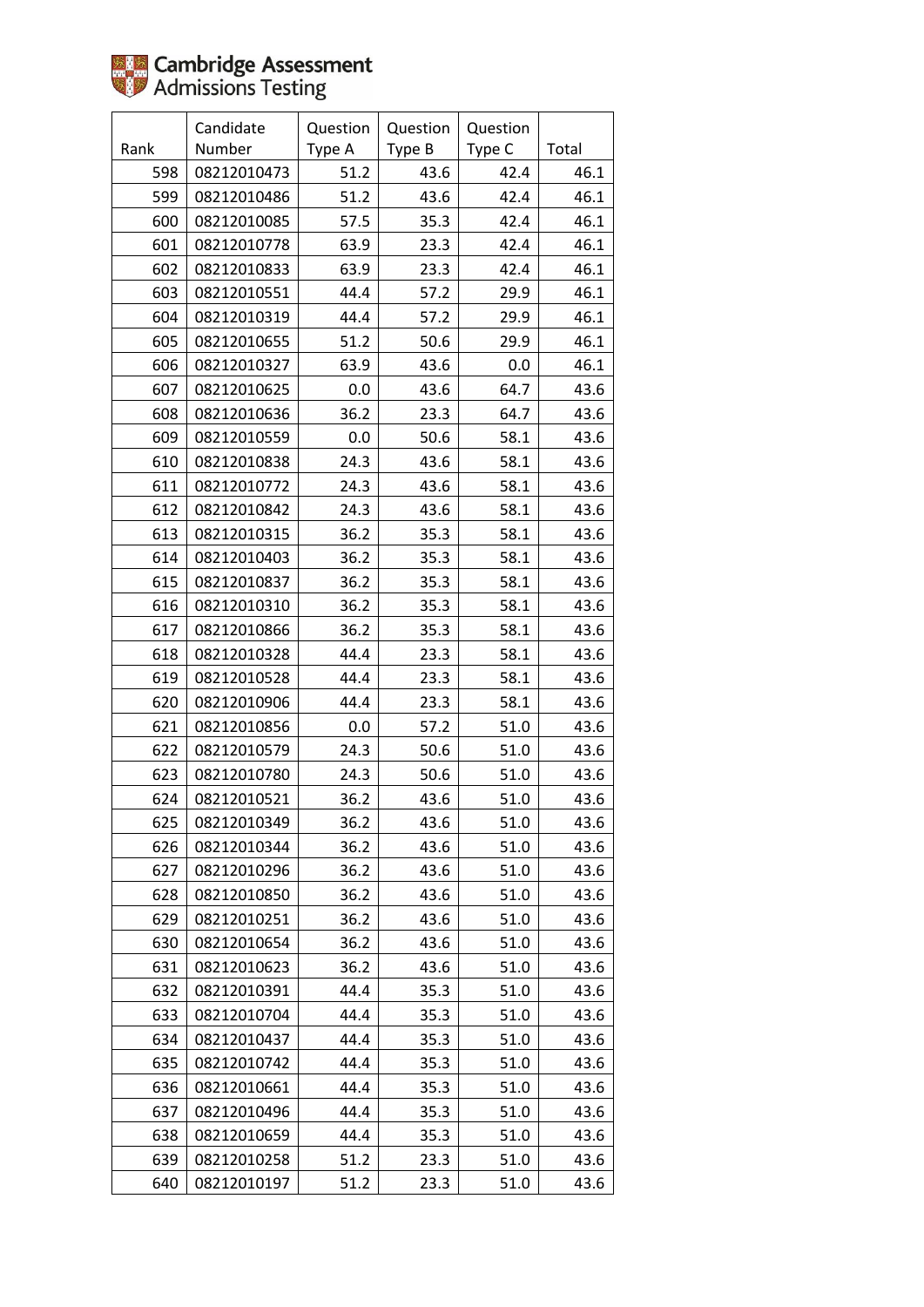Cambridge Assessment Admissions Testing

| Rank | Candidate Number | Question Type A | Question Type B | Question Type C | Total |
|---|---|---|---|---|---|
| 598 | 08212010473 | 51.2 | 43.6 | 42.4 | 46.1 |
| 599 | 08212010486 | 51.2 | 43.6 | 42.4 | 46.1 |
| 600 | 08212010085 | 57.5 | 35.3 | 42.4 | 46.1 |
| 601 | 08212010778 | 63.9 | 23.3 | 42.4 | 46.1 |
| 602 | 08212010833 | 63.9 | 23.3 | 42.4 | 46.1 |
| 603 | 08212010551 | 44.4 | 57.2 | 29.9 | 46.1 |
| 604 | 08212010319 | 44.4 | 57.2 | 29.9 | 46.1 |
| 605 | 08212010655 | 51.2 | 50.6 | 29.9 | 46.1 |
| 606 | 08212010327 | 63.9 | 43.6 | 0.0 | 46.1 |
| 607 | 08212010625 | 0.0 | 43.6 | 64.7 | 43.6 |
| 608 | 08212010636 | 36.2 | 23.3 | 64.7 | 43.6 |
| 609 | 08212010559 | 0.0 | 50.6 | 58.1 | 43.6 |
| 610 | 08212010838 | 24.3 | 43.6 | 58.1 | 43.6 |
| 611 | 08212010772 | 24.3 | 43.6 | 58.1 | 43.6 |
| 612 | 08212010842 | 24.3 | 43.6 | 58.1 | 43.6 |
| 613 | 08212010315 | 36.2 | 35.3 | 58.1 | 43.6 |
| 614 | 08212010403 | 36.2 | 35.3 | 58.1 | 43.6 |
| 615 | 08212010837 | 36.2 | 35.3 | 58.1 | 43.6 |
| 616 | 08212010310 | 36.2 | 35.3 | 58.1 | 43.6 |
| 617 | 08212010866 | 36.2 | 35.3 | 58.1 | 43.6 |
| 618 | 08212010328 | 44.4 | 23.3 | 58.1 | 43.6 |
| 619 | 08212010528 | 44.4 | 23.3 | 58.1 | 43.6 |
| 620 | 08212010906 | 44.4 | 23.3 | 58.1 | 43.6 |
| 621 | 08212010856 | 0.0 | 57.2 | 51.0 | 43.6 |
| 622 | 08212010579 | 24.3 | 50.6 | 51.0 | 43.6 |
| 623 | 08212010780 | 24.3 | 50.6 | 51.0 | 43.6 |
| 624 | 08212010521 | 36.2 | 43.6 | 51.0 | 43.6 |
| 625 | 08212010349 | 36.2 | 43.6 | 51.0 | 43.6 |
| 626 | 08212010344 | 36.2 | 43.6 | 51.0 | 43.6 |
| 627 | 08212010296 | 36.2 | 43.6 | 51.0 | 43.6 |
| 628 | 08212010850 | 36.2 | 43.6 | 51.0 | 43.6 |
| 629 | 08212010251 | 36.2 | 43.6 | 51.0 | 43.6 |
| 630 | 08212010654 | 36.2 | 43.6 | 51.0 | 43.6 |
| 631 | 08212010623 | 36.2 | 43.6 | 51.0 | 43.6 |
| 632 | 08212010391 | 44.4 | 35.3 | 51.0 | 43.6 |
| 633 | 08212010704 | 44.4 | 35.3 | 51.0 | 43.6 |
| 634 | 08212010437 | 44.4 | 35.3 | 51.0 | 43.6 |
| 635 | 08212010742 | 44.4 | 35.3 | 51.0 | 43.6 |
| 636 | 08212010661 | 44.4 | 35.3 | 51.0 | 43.6 |
| 637 | 08212010496 | 44.4 | 35.3 | 51.0 | 43.6 |
| 638 | 08212010659 | 44.4 | 35.3 | 51.0 | 43.6 |
| 639 | 08212010258 | 51.2 | 23.3 | 51.0 | 43.6 |
| 640 | 08212010197 | 51.2 | 23.3 | 51.0 | 43.6 |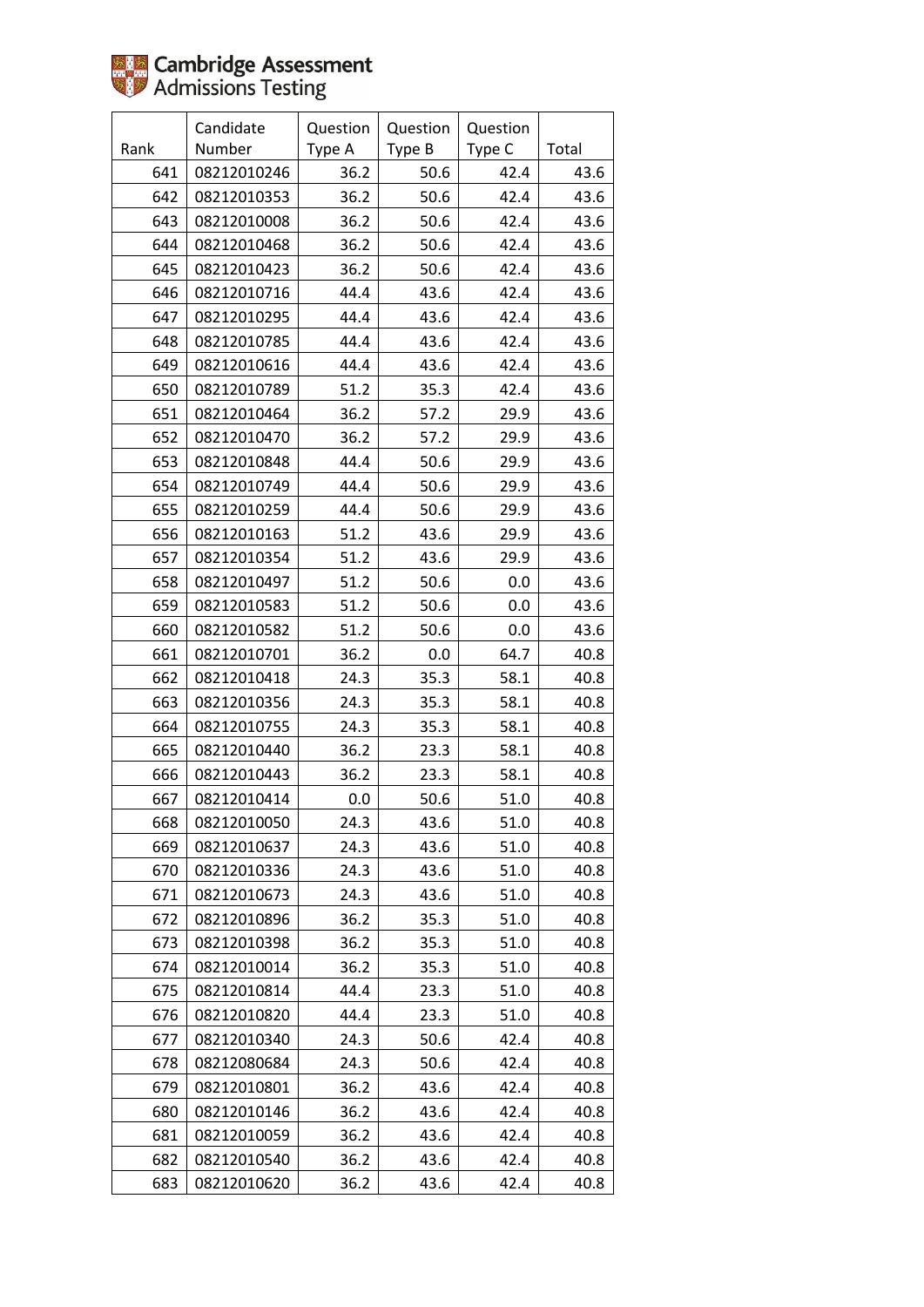Cambridge Assessment Admissions Testing

| Rank | Candidate Number | Question Type A | Question Type B | Question Type C | Total |
|---|---|---|---|---|---|
| 641 | 08212010246 | 36.2 | 50.6 | 42.4 | 43.6 |
| 642 | 08212010353 | 36.2 | 50.6 | 42.4 | 43.6 |
| 643 | 08212010008 | 36.2 | 50.6 | 42.4 | 43.6 |
| 644 | 08212010468 | 36.2 | 50.6 | 42.4 | 43.6 |
| 645 | 08212010423 | 36.2 | 50.6 | 42.4 | 43.6 |
| 646 | 08212010716 | 44.4 | 43.6 | 42.4 | 43.6 |
| 647 | 08212010295 | 44.4 | 43.6 | 42.4 | 43.6 |
| 648 | 08212010785 | 44.4 | 43.6 | 42.4 | 43.6 |
| 649 | 08212010616 | 44.4 | 43.6 | 42.4 | 43.6 |
| 650 | 08212010789 | 51.2 | 35.3 | 42.4 | 43.6 |
| 651 | 08212010464 | 36.2 | 57.2 | 29.9 | 43.6 |
| 652 | 08212010470 | 36.2 | 57.2 | 29.9 | 43.6 |
| 653 | 08212010848 | 44.4 | 50.6 | 29.9 | 43.6 |
| 654 | 08212010749 | 44.4 | 50.6 | 29.9 | 43.6 |
| 655 | 08212010259 | 44.4 | 50.6 | 29.9 | 43.6 |
| 656 | 08212010163 | 51.2 | 43.6 | 29.9 | 43.6 |
| 657 | 08212010354 | 51.2 | 43.6 | 29.9 | 43.6 |
| 658 | 08212010497 | 51.2 | 50.6 | 0.0 | 43.6 |
| 659 | 08212010583 | 51.2 | 50.6 | 0.0 | 43.6 |
| 660 | 08212010582 | 51.2 | 50.6 | 0.0 | 43.6 |
| 661 | 08212010701 | 36.2 | 0.0 | 64.7 | 40.8 |
| 662 | 08212010418 | 24.3 | 35.3 | 58.1 | 40.8 |
| 663 | 08212010356 | 24.3 | 35.3 | 58.1 | 40.8 |
| 664 | 08212010755 | 24.3 | 35.3 | 58.1 | 40.8 |
| 665 | 08212010440 | 36.2 | 23.3 | 58.1 | 40.8 |
| 666 | 08212010443 | 36.2 | 23.3 | 58.1 | 40.8 |
| 667 | 08212010414 | 0.0 | 50.6 | 51.0 | 40.8 |
| 668 | 08212010050 | 24.3 | 43.6 | 51.0 | 40.8 |
| 669 | 08212010637 | 24.3 | 43.6 | 51.0 | 40.8 |
| 670 | 08212010336 | 24.3 | 43.6 | 51.0 | 40.8 |
| 671 | 08212010673 | 24.3 | 43.6 | 51.0 | 40.8 |
| 672 | 08212010896 | 36.2 | 35.3 | 51.0 | 40.8 |
| 673 | 08212010398 | 36.2 | 35.3 | 51.0 | 40.8 |
| 674 | 08212010014 | 36.2 | 35.3 | 51.0 | 40.8 |
| 675 | 08212010814 | 44.4 | 23.3 | 51.0 | 40.8 |
| 676 | 08212010820 | 44.4 | 23.3 | 51.0 | 40.8 |
| 677 | 08212010340 | 24.3 | 50.6 | 42.4 | 40.8 |
| 678 | 08212080684 | 24.3 | 50.6 | 42.4 | 40.8 |
| 679 | 08212010801 | 36.2 | 43.6 | 42.4 | 40.8 |
| 680 | 08212010146 | 36.2 | 43.6 | 42.4 | 40.8 |
| 681 | 08212010059 | 36.2 | 43.6 | 42.4 | 40.8 |
| 682 | 08212010540 | 36.2 | 43.6 | 42.4 | 40.8 |
| 683 | 08212010620 | 36.2 | 43.6 | 42.4 | 40.8 |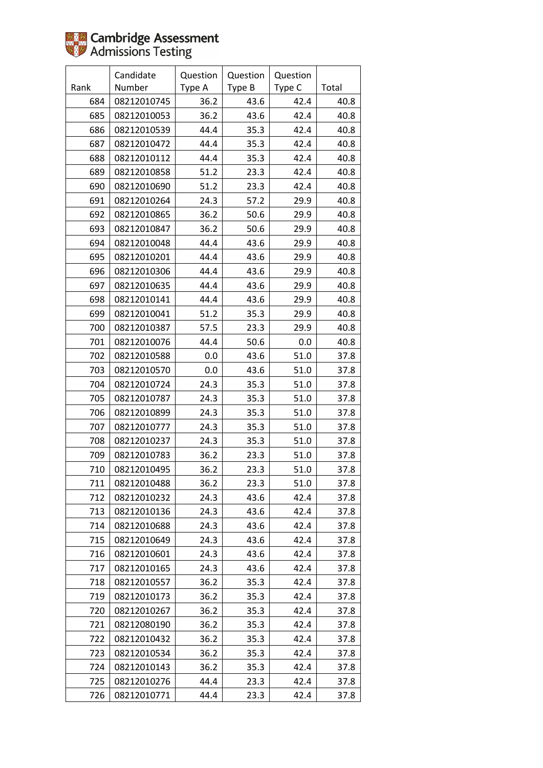| Rank | Candidate Number | Question Type A | Question Type B | Question Type C | Total |
|---|---|---|---|---|---|
| 684 | 08212010745 | 36.2 | 43.6 | 42.4 | 40.8 |
| 685 | 08212010053 | 36.2 | 43.6 | 42.4 | 40.8 |
| 686 | 08212010539 | 44.4 | 35.3 | 42.4 | 40.8 |
| 687 | 08212010472 | 44.4 | 35.3 | 42.4 | 40.8 |
| 688 | 08212010112 | 44.4 | 35.3 | 42.4 | 40.8 |
| 689 | 08212010858 | 51.2 | 23.3 | 42.4 | 40.8 |
| 690 | 08212010690 | 51.2 | 23.3 | 42.4 | 40.8 |
| 691 | 08212010264 | 24.3 | 57.2 | 29.9 | 40.8 |
| 692 | 08212010865 | 36.2 | 50.6 | 29.9 | 40.8 |
| 693 | 08212010847 | 36.2 | 50.6 | 29.9 | 40.8 |
| 694 | 08212010048 | 44.4 | 43.6 | 29.9 | 40.8 |
| 695 | 08212010201 | 44.4 | 43.6 | 29.9 | 40.8 |
| 696 | 08212010306 | 44.4 | 43.6 | 29.9 | 40.8 |
| 697 | 08212010635 | 44.4 | 43.6 | 29.9 | 40.8 |
| 698 | 08212010141 | 44.4 | 43.6 | 29.9 | 40.8 |
| 699 | 08212010041 | 51.2 | 35.3 | 29.9 | 40.8 |
| 700 | 08212010387 | 57.5 | 23.3 | 29.9 | 40.8 |
| 701 | 08212010076 | 44.4 | 50.6 | 0.0 | 40.8 |
| 702 | 08212010588 | 0.0 | 43.6 | 51.0 | 37.8 |
| 703 | 08212010570 | 0.0 | 43.6 | 51.0 | 37.8 |
| 704 | 08212010724 | 24.3 | 35.3 | 51.0 | 37.8 |
| 705 | 08212010787 | 24.3 | 35.3 | 51.0 | 37.8 |
| 706 | 08212010899 | 24.3 | 35.3 | 51.0 | 37.8 |
| 707 | 08212010777 | 24.3 | 35.3 | 51.0 | 37.8 |
| 708 | 08212010237 | 24.3 | 35.3 | 51.0 | 37.8 |
| 709 | 08212010783 | 36.2 | 23.3 | 51.0 | 37.8 |
| 710 | 08212010495 | 36.2 | 23.3 | 51.0 | 37.8 |
| 711 | 08212010488 | 36.2 | 23.3 | 51.0 | 37.8 |
| 712 | 08212010232 | 24.3 | 43.6 | 42.4 | 37.8 |
| 713 | 08212010136 | 24.3 | 43.6 | 42.4 | 37.8 |
| 714 | 08212010688 | 24.3 | 43.6 | 42.4 | 37.8 |
| 715 | 08212010649 | 24.3 | 43.6 | 42.4 | 37.8 |
| 716 | 08212010601 | 24.3 | 43.6 | 42.4 | 37.8 |
| 717 | 08212010165 | 24.3 | 43.6 | 42.4 | 37.8 |
| 718 | 08212010557 | 36.2 | 35.3 | 42.4 | 37.8 |
| 719 | 08212010173 | 36.2 | 35.3 | 42.4 | 37.8 |
| 720 | 08212010267 | 36.2 | 35.3 | 42.4 | 37.8 |
| 721 | 08212080190 | 36.2 | 35.3 | 42.4 | 37.8 |
| 722 | 08212010432 | 36.2 | 35.3 | 42.4 | 37.8 |
| 723 | 08212010534 | 36.2 | 35.3 | 42.4 | 37.8 |
| 724 | 08212010143 | 36.2 | 35.3 | 42.4 | 37.8 |
| 725 | 08212010276 | 44.4 | 23.3 | 42.4 | 37.8 |
| 726 | 08212010771 | 44.4 | 23.3 | 42.4 | 37.8 |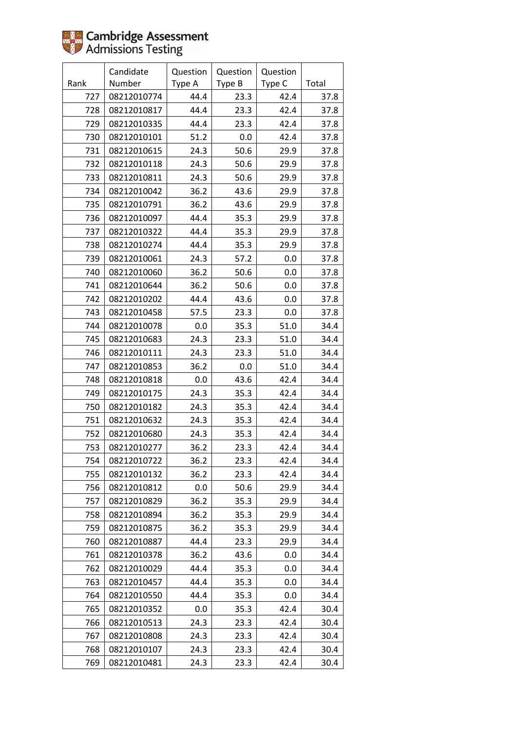| Rank | Candidate Number | Question Type A | Question Type B | Question Type C | Total |
|---|---|---|---|---|---|
| 727 | 08212010774 | 44.4 | 23.3 | 42.4 | 37.8 |
| 728 | 08212010817 | 44.4 | 23.3 | 42.4 | 37.8 |
| 729 | 08212010335 | 44.4 | 23.3 | 42.4 | 37.8 |
| 730 | 08212010101 | 51.2 | 0.0 | 42.4 | 37.8 |
| 731 | 08212010615 | 24.3 | 50.6 | 29.9 | 37.8 |
| 732 | 08212010118 | 24.3 | 50.6 | 29.9 | 37.8 |
| 733 | 08212010811 | 24.3 | 50.6 | 29.9 | 37.8 |
| 734 | 08212010042 | 36.2 | 43.6 | 29.9 | 37.8 |
| 735 | 08212010791 | 36.2 | 43.6 | 29.9 | 37.8 |
| 736 | 08212010097 | 44.4 | 35.3 | 29.9 | 37.8 |
| 737 | 08212010322 | 44.4 | 35.3 | 29.9 | 37.8 |
| 738 | 08212010274 | 44.4 | 35.3 | 29.9 | 37.8 |
| 739 | 08212010061 | 24.3 | 57.2 | 0.0 | 37.8 |
| 740 | 08212010060 | 36.2 | 50.6 | 0.0 | 37.8 |
| 741 | 08212010644 | 36.2 | 50.6 | 0.0 | 37.8 |
| 742 | 08212010202 | 44.4 | 43.6 | 0.0 | 37.8 |
| 743 | 08212010458 | 57.5 | 23.3 | 0.0 | 37.8 |
| 744 | 08212010078 | 0.0 | 35.3 | 51.0 | 34.4 |
| 745 | 08212010683 | 24.3 | 23.3 | 51.0 | 34.4 |
| 746 | 08212010111 | 24.3 | 23.3 | 51.0 | 34.4 |
| 747 | 08212010853 | 36.2 | 0.0 | 51.0 | 34.4 |
| 748 | 08212010818 | 0.0 | 43.6 | 42.4 | 34.4 |
| 749 | 08212010175 | 24.3 | 35.3 | 42.4 | 34.4 |
| 750 | 08212010182 | 24.3 | 35.3 | 42.4 | 34.4 |
| 751 | 08212010632 | 24.3 | 35.3 | 42.4 | 34.4 |
| 752 | 08212010680 | 24.3 | 35.3 | 42.4 | 34.4 |
| 753 | 08212010277 | 36.2 | 23.3 | 42.4 | 34.4 |
| 754 | 08212010722 | 36.2 | 23.3 | 42.4 | 34.4 |
| 755 | 08212010132 | 36.2 | 23.3 | 42.4 | 34.4 |
| 756 | 08212010812 | 0.0 | 50.6 | 29.9 | 34.4 |
| 757 | 08212010829 | 36.2 | 35.3 | 29.9 | 34.4 |
| 758 | 08212010894 | 36.2 | 35.3 | 29.9 | 34.4 |
| 759 | 08212010875 | 36.2 | 35.3 | 29.9 | 34.4 |
| 760 | 08212010887 | 44.4 | 23.3 | 29.9 | 34.4 |
| 761 | 08212010378 | 36.2 | 43.6 | 0.0 | 34.4 |
| 762 | 08212010029 | 44.4 | 35.3 | 0.0 | 34.4 |
| 763 | 08212010457 | 44.4 | 35.3 | 0.0 | 34.4 |
| 764 | 08212010550 | 44.4 | 35.3 | 0.0 | 34.4 |
| 765 | 08212010352 | 0.0 | 35.3 | 42.4 | 30.4 |
| 766 | 08212010513 | 24.3 | 23.3 | 42.4 | 30.4 |
| 767 | 08212010808 | 24.3 | 23.3 | 42.4 | 30.4 |
| 768 | 08212010107 | 24.3 | 23.3 | 42.4 | 30.4 |
| 769 | 08212010481 | 24.3 | 23.3 | 42.4 | 30.4 |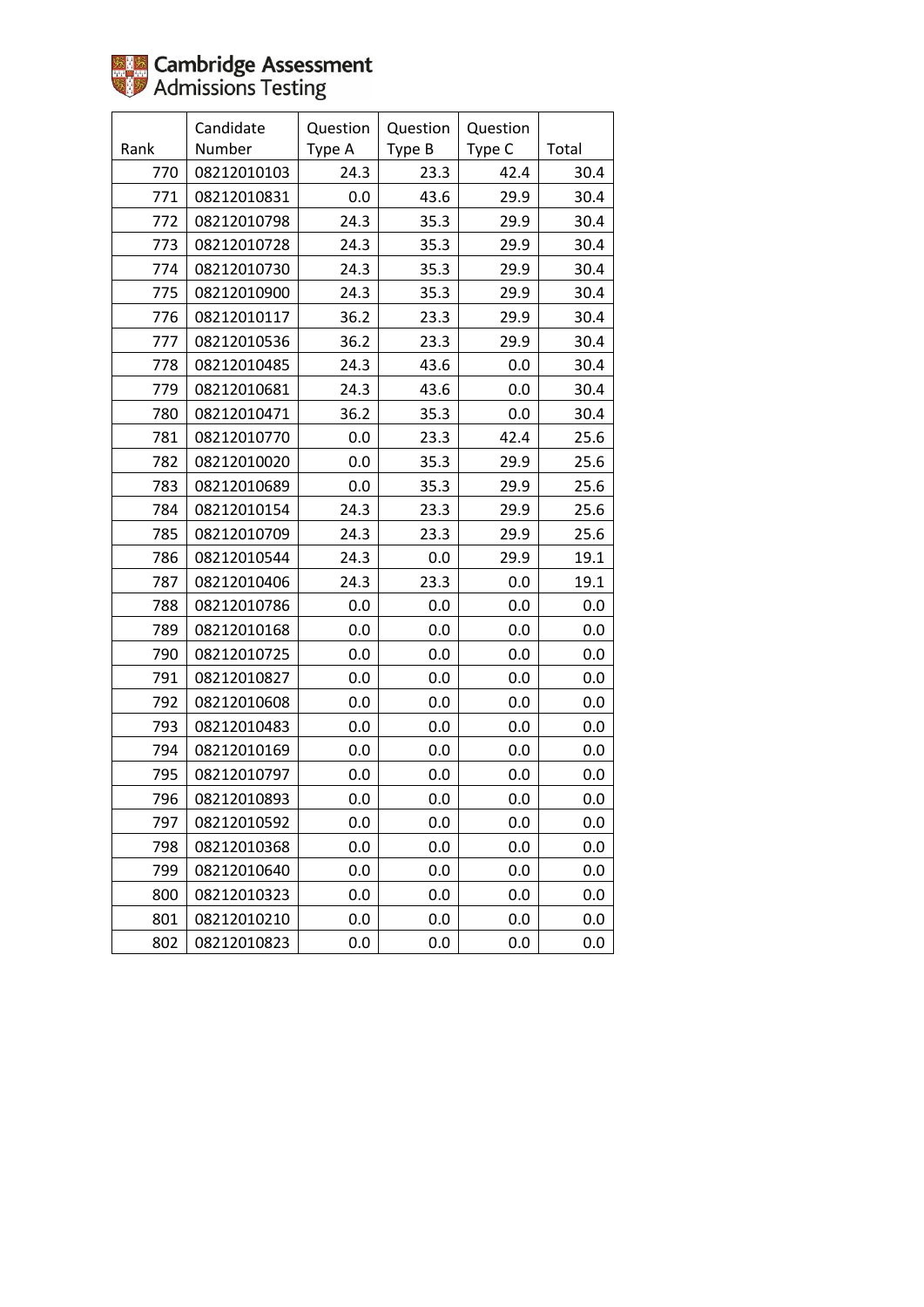Cambridge Assessment
Admissions Testing

| Rank | Candidate Number | Question Type A | Question Type B | Question Type C | Total |
| --- | --- | --- | --- | --- | --- |
| 770 | 08212010103 | 24.3 | 23.3 | 42.4 | 30.4 |
| 771 | 08212010831 | 0.0 | 43.6 | 29.9 | 30.4 |
| 772 | 08212010798 | 24.3 | 35.3 | 29.9 | 30.4 |
| 773 | 08212010728 | 24.3 | 35.3 | 29.9 | 30.4 |
| 774 | 08212010730 | 24.3 | 35.3 | 29.9 | 30.4 |
| 775 | 08212010900 | 24.3 | 35.3 | 29.9 | 30.4 |
| 776 | 08212010117 | 36.2 | 23.3 | 29.9 | 30.4 |
| 777 | 08212010536 | 36.2 | 23.3 | 29.9 | 30.4 |
| 778 | 08212010485 | 24.3 | 43.6 | 0.0 | 30.4 |
| 779 | 08212010681 | 24.3 | 43.6 | 0.0 | 30.4 |
| 780 | 08212010471 | 36.2 | 35.3 | 0.0 | 30.4 |
| 781 | 08212010770 | 0.0 | 23.3 | 42.4 | 25.6 |
| 782 | 08212010020 | 0.0 | 35.3 | 29.9 | 25.6 |
| 783 | 08212010689 | 0.0 | 35.3 | 29.9 | 25.6 |
| 784 | 08212010154 | 24.3 | 23.3 | 29.9 | 25.6 |
| 785 | 08212010709 | 24.3 | 23.3 | 29.9 | 25.6 |
| 786 | 08212010544 | 24.3 | 0.0 | 29.9 | 19.1 |
| 787 | 08212010406 | 24.3 | 23.3 | 0.0 | 19.1 |
| 788 | 08212010786 | 0.0 | 0.0 | 0.0 | 0.0 |
| 789 | 08212010168 | 0.0 | 0.0 | 0.0 | 0.0 |
| 790 | 08212010725 | 0.0 | 0.0 | 0.0 | 0.0 |
| 791 | 08212010827 | 0.0 | 0.0 | 0.0 | 0.0 |
| 792 | 08212010608 | 0.0 | 0.0 | 0.0 | 0.0 |
| 793 | 08212010483 | 0.0 | 0.0 | 0.0 | 0.0 |
| 794 | 08212010169 | 0.0 | 0.0 | 0.0 | 0.0 |
| 795 | 08212010797 | 0.0 | 0.0 | 0.0 | 0.0 |
| 796 | 08212010893 | 0.0 | 0.0 | 0.0 | 0.0 |
| 797 | 08212010592 | 0.0 | 0.0 | 0.0 | 0.0 |
| 798 | 08212010368 | 0.0 | 0.0 | 0.0 | 0.0 |
| 799 | 08212010640 | 0.0 | 0.0 | 0.0 | 0.0 |
| 800 | 08212010323 | 0.0 | 0.0 | 0.0 | 0.0 |
| 801 | 08212010210 | 0.0 | 0.0 | 0.0 | 0.0 |
| 802 | 08212010823 | 0.0 | 0.0 | 0.0 | 0.0 |